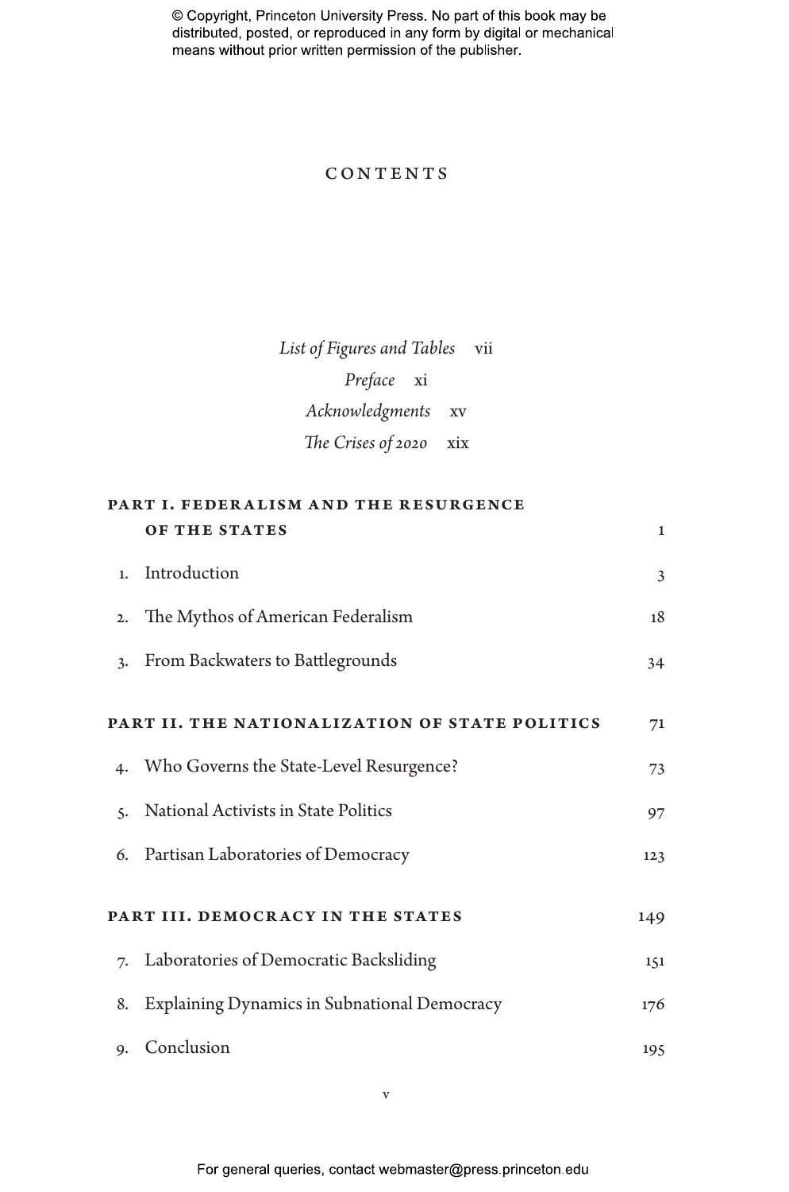# CONTENTS

*List of Figures and Tables* vii

*Preface* xi

*Acknowledgments* xv

*The Crises of 2020* xix

## PART I. FEDERALISM AND THE RESURGENCE OF THE STATES 1

1. Introduction 3
2. The Mythos of American Federalism 18
3. From Backwaters to Battlegrounds 34

## PART II. THE NATIONALIZATION OF STATE POLITICS 71

4. Who Governs the State-Level Resurgence? 73
5. National Activists in State Politics 97
6. Partisan Laboratories of Democracy 123

## PART III. DEMOCRACY IN THE STATES 149

7. Laboratories of Democratic Backsliding 151
8. Explaining Dynamics in Subnational Democracy 176
9. Conclusion 195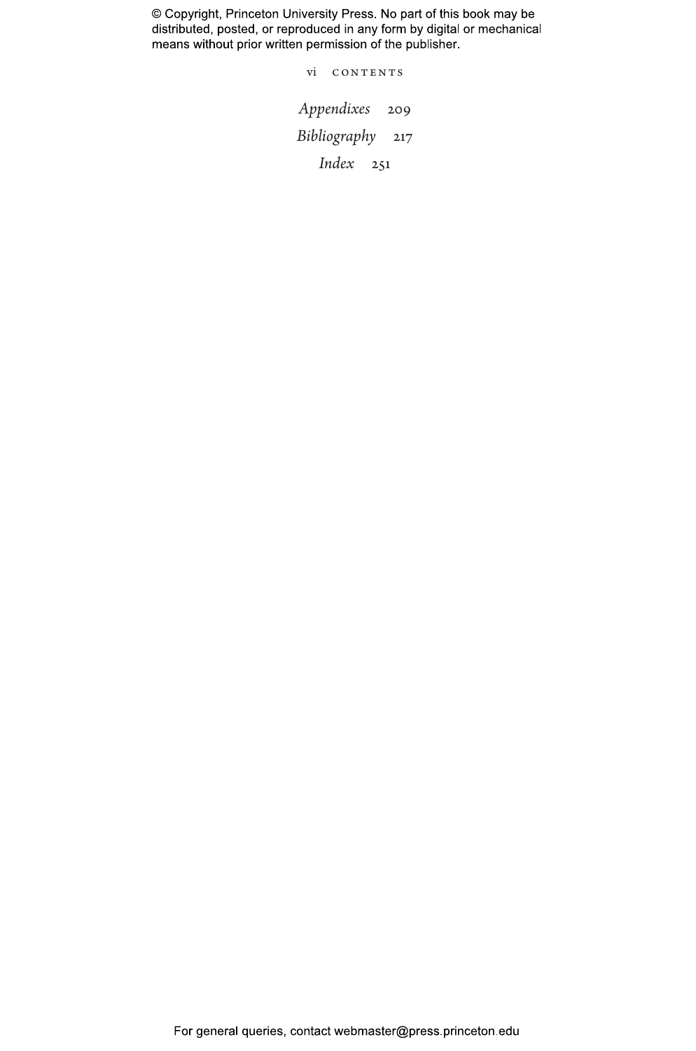*Appendixes* 209

*Bibliography* 217

*Index* 251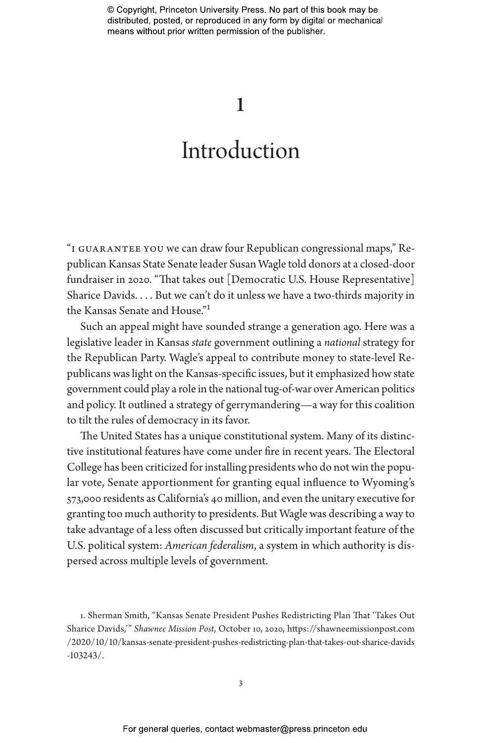# 1

# Introduction

"I GUARANTEE YOU we can draw four Republican congressional maps," Republican Kansas State Senate leader Susan Wagle told donors at a closed-door fundraiser in 2020. "That takes out [Democratic U.S. House Representative] Sharice Davids. . . . But we can't do it unless we have a two-thirds majority in the Kansas Senate and House."[1]

Such an appeal might have sounded strange a generation ago. Here was a legislative leader in Kansas *state* government outlining a *national* strategy for the Republican Party. Wagle's appeal to contribute money to state-level Republicans was light on the Kansas-specific issues, but it emphasized how state government could play a role in the national tug-of-war over American politics and policy. It outlined a strategy of gerrymandering—a way for this coalition to tilt the rules of democracy in its favor.

The United States has a unique constitutional system. Many of its distinctive institutional features have come under fire in recent years. The Electoral College has been criticized for installing presidents who do not win the popular vote, Senate apportionment for granting equal influence to Wyoming's 573,000 residents as California's 40 million, and even the unitary executive for granting too much authority to presidents. But Wagle was describing a way to take advantage of a less often discussed but critically important feature of the U.S. political system: *American federalism*, a system in which authority is dispersed across multiple levels of government.

1. Sherman Smith, "Kansas Senate President Pushes Redistricting Plan That 'Takes Out Sharice Davids,'" *Shawnee Mission Post*, October 10, 2020, https://shawneemissionpost.com/2020/10/10/kansas-senate-president-pushes-redistricting-plan-that-takes-out-sharice-davids-103243/.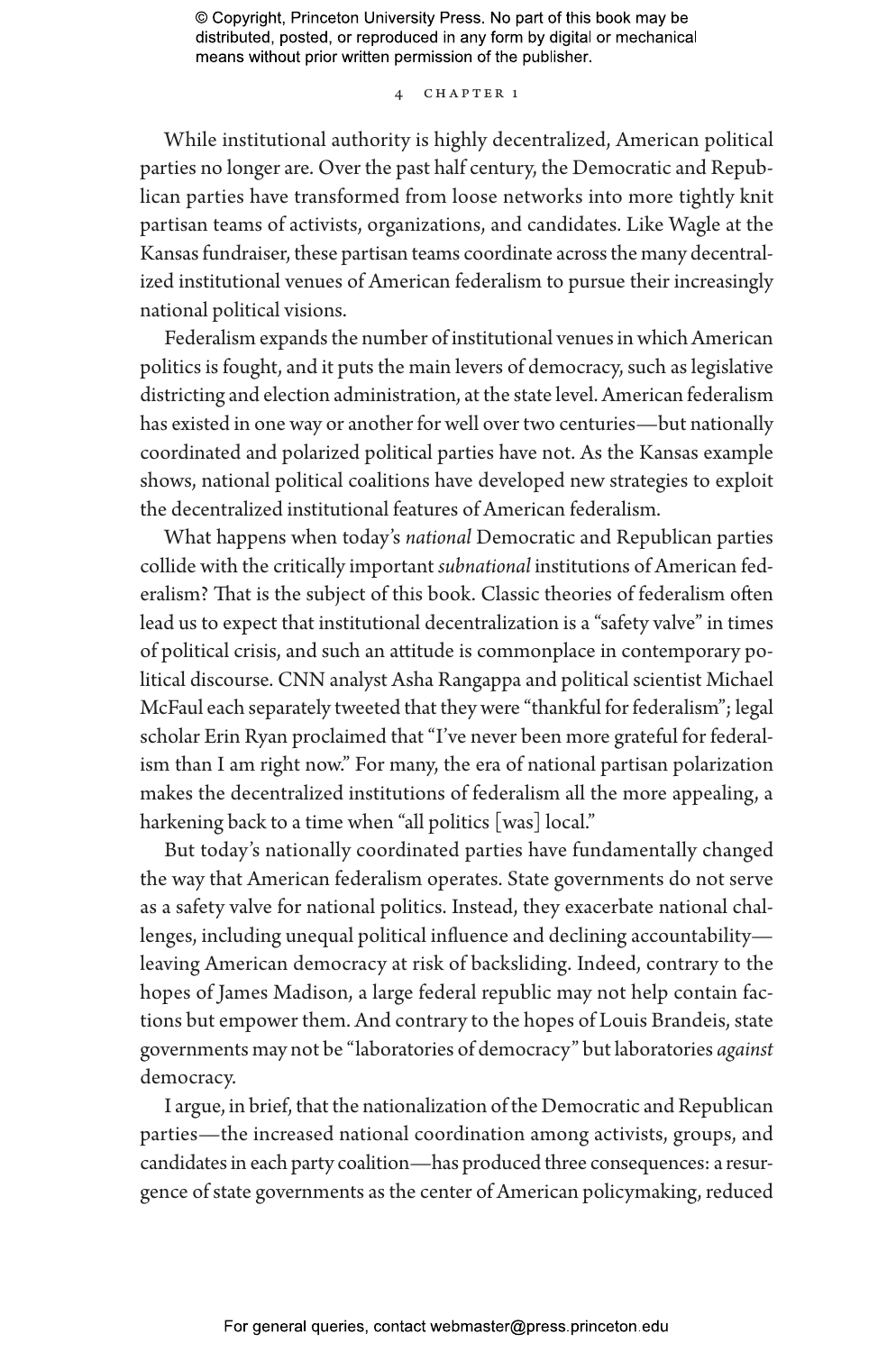While institutional authority is highly decentralized, American political parties no longer are. Over the past half century, the Democratic and Republican parties have transformed from loose networks into more tightly knit partisan teams of activists, organizations, and candidates. Like Wagle at the Kansas fundraiser, these partisan teams coordinate across the many decentralized institutional venues of American federalism to pursue their increasingly national political visions.

Federalism expands the number of institutional venues in which American politics is fought, and it puts the main levers of democracy, such as legislative districting and election administration, at the state level. American federalism has existed in one way or another for well over two centuries—but nationally coordinated and polarized political parties have not. As the Kansas example shows, national political coalitions have developed new strategies to exploit the decentralized institutional features of American federalism.

What happens when today's *national* Democratic and Republican parties collide with the critically important *subnational* institutions of American federalism? That is the subject of this book. Classic theories of federalism often lead us to expect that institutional decentralization is a "safety valve" in times of political crisis, and such an attitude is commonplace in contemporary political discourse. CNN analyst Asha Rangappa and political scientist Michael McFaul each separately tweeted that they were "thankful for federalism"; legal scholar Erin Ryan proclaimed that "I've never been more grateful for federalism than I am right now." For many, the era of national partisan polarization makes the decentralized institutions of federalism all the more appealing, a harkening back to a time when "all politics [was] local."

But today's nationally coordinated parties have fundamentally changed the way that American federalism operates. State governments do not serve as a safety valve for national politics. Instead, they exacerbate national challenges, including unequal political influence and declining accountability—leaving American democracy at risk of backsliding. Indeed, contrary to the hopes of James Madison, a large federal republic may not help contain factions but empower them. And contrary to the hopes of Louis Brandeis, state governments may not be "laboratories of democracy" but laboratories *against* democracy.

I argue, in brief, that the nationalization of the Democratic and Republican parties—the increased national coordination among activists, groups, and candidates in each party coalition—has produced three consequences: a resurgence of state governments as the center of American policymaking, reduced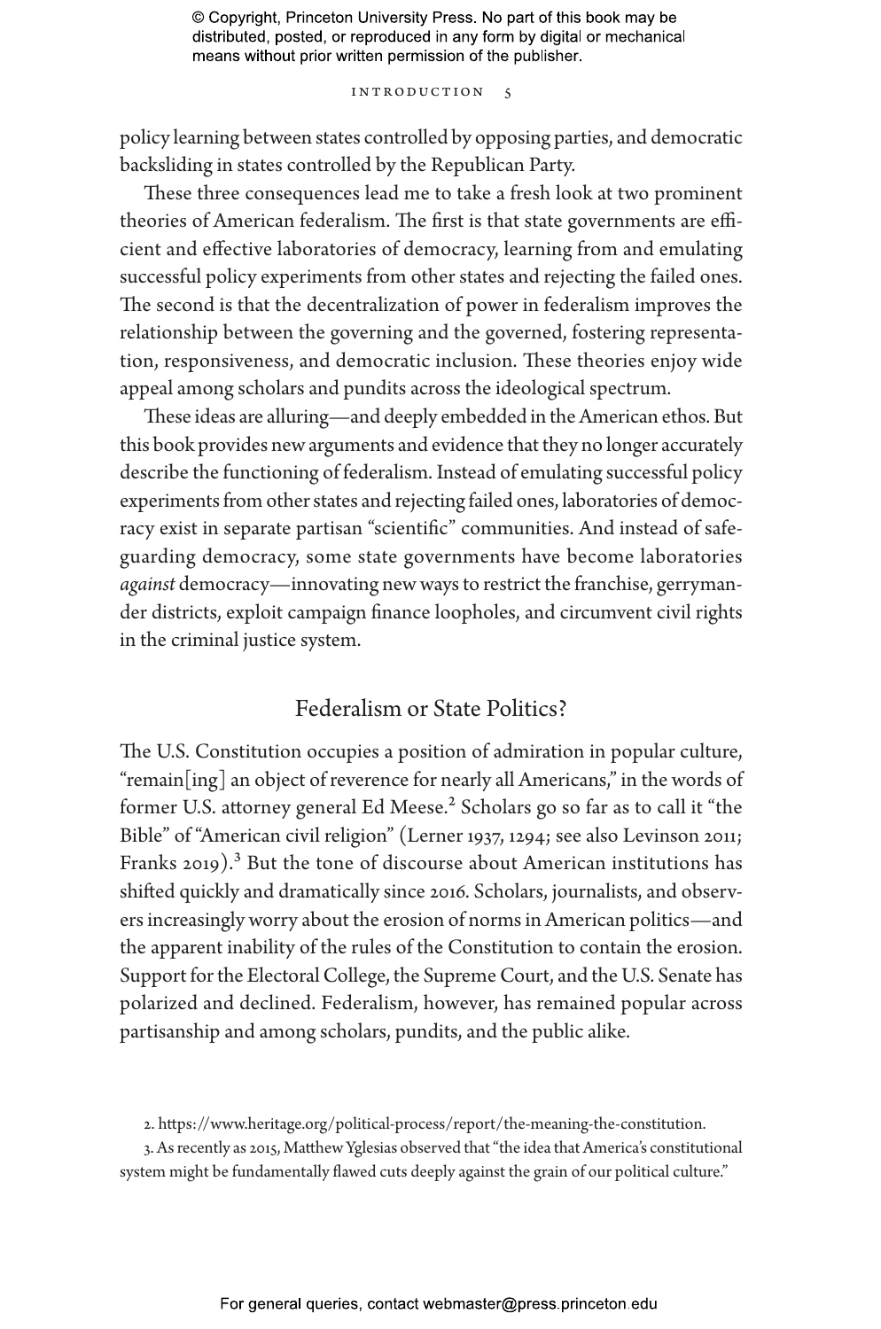policy learning between states controlled by opposing parties, and democratic backsliding in states controlled by the Republican Party.

These three consequences lead me to take a fresh look at two prominent theories of American federalism. The first is that state governments are efficient and effective laboratories of democracy, learning from and emulating successful policy experiments from other states and rejecting the failed ones. The second is that the decentralization of power in federalism improves the relationship between the governing and the governed, fostering representation, responsiveness, and democratic inclusion. These theories enjoy wide appeal among scholars and pundits across the ideological spectrum.

These ideas are alluring—and deeply embedded in the American ethos. But this book provides new arguments and evidence that they no longer accurately describe the functioning of federalism. Instead of emulating successful policy experiments from other states and rejecting failed ones, laboratories of democracy exist in separate partisan "scientific" communities. And instead of safeguarding democracy, some state governments have become laboratories *against* democracy—innovating new ways to restrict the franchise, gerrymander districts, exploit campaign finance loopholes, and circumvent civil rights in the criminal justice system.

## Federalism or State Politics?

The U.S. Constitution occupies a position of admiration in popular culture, "remain[ing] an object of reverence for nearly all Americans," in the words of former U.S. attorney general Ed Meese.[2] Scholars go so far as to call it "the Bible" of "American civil religion" (Lerner 1937, 1294; see also Levinson 2011; Franks 2019).[3] But the tone of discourse about American institutions has shifted quickly and dramatically since 2016. Scholars, journalists, and observers increasingly worry about the erosion of norms in American politics—and the apparent inability of the rules of the Constitution to contain the erosion. Support for the Electoral College, the Supreme Court, and the U.S. Senate has polarized and declined. Federalism, however, has remained popular across partisanship and among scholars, pundits, and the public alike.

2. https://www.heritage.org/political-process/report/the-meaning-the-constitution.

3. As recently as 2015, Matthew Yglesias observed that "the idea that America's constitutional system might be fundamentally flawed cuts deeply against the grain of our political culture."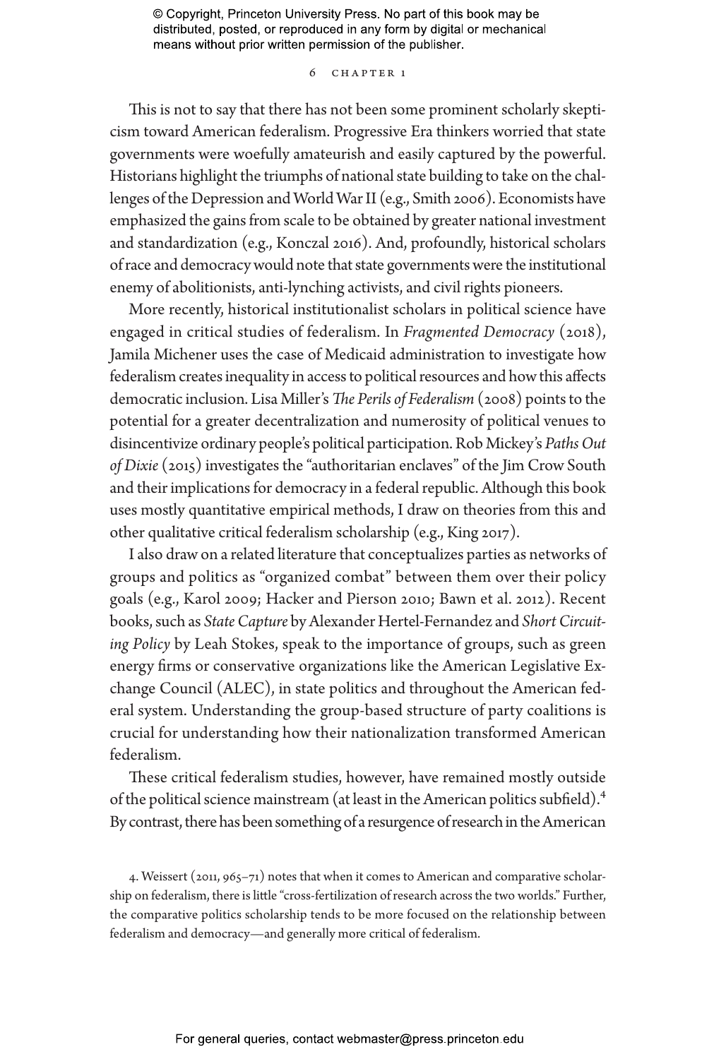This is not to say that there has not been some prominent scholarly skepticism toward American federalism. Progressive Era thinkers worried that state governments were woefully amateurish and easily captured by the powerful. Historians highlight the triumphs of national state building to take on the challenges of the Depression and World War II (e.g., Smith 2006). Economists have emphasized the gains from scale to be obtained by greater national investment and standardization (e.g., Konczal 2016). And, profoundly, historical scholars of race and democracy would note that state governments were the institutional enemy of abolitionists, anti-lynching activists, and civil rights pioneers.

More recently, historical institutionalist scholars in political science have engaged in critical studies of federalism. In *Fragmented Democracy* (2018), Jamila Michener uses the case of Medicaid administration to investigate how federalism creates inequality in access to political resources and how this affects democratic inclusion. Lisa Miller's *The Perils of Federalism* (2008) points to the potential for a greater decentralization and numerosity of political venues to disincentivize ordinary people's political participation. Rob Mickey's *Paths Out of Dixie* (2015) investigates the "authoritarian enclaves" of the Jim Crow South and their implications for democracy in a federal republic. Although this book uses mostly quantitative empirical methods, I draw on theories from this and other qualitative critical federalism scholarship (e.g., King 2017).

I also draw on a related literature that conceptualizes parties as networks of groups and politics as "organized combat" between them over their policy goals (e.g., Karol 2009; Hacker and Pierson 2010; Bawn et al. 2012). Recent books, such as *State Capture* by Alexander Hertel-Fernandez and *Short Circuiting Policy* by Leah Stokes, speak to the importance of groups, such as green energy firms or conservative organizations like the American Legislative Exchange Council (ALEC), in state politics and throughout the American federal system. Understanding the group-based structure of party coalitions is crucial for understanding how their nationalization transformed American federalism.

These critical federalism studies, however, have remained mostly outside of the political science mainstream (at least in the American politics subfield).[4] By contrast, there has been something of a resurgence of research in the American

4. Weissert (2011, 965–71) notes that when it comes to American and comparative scholarship on federalism, there is little "cross-fertilization of research across the two worlds." Further, the comparative politics scholarship tends to be more focused on the relationship between federalism and democracy—and generally more critical of federalism.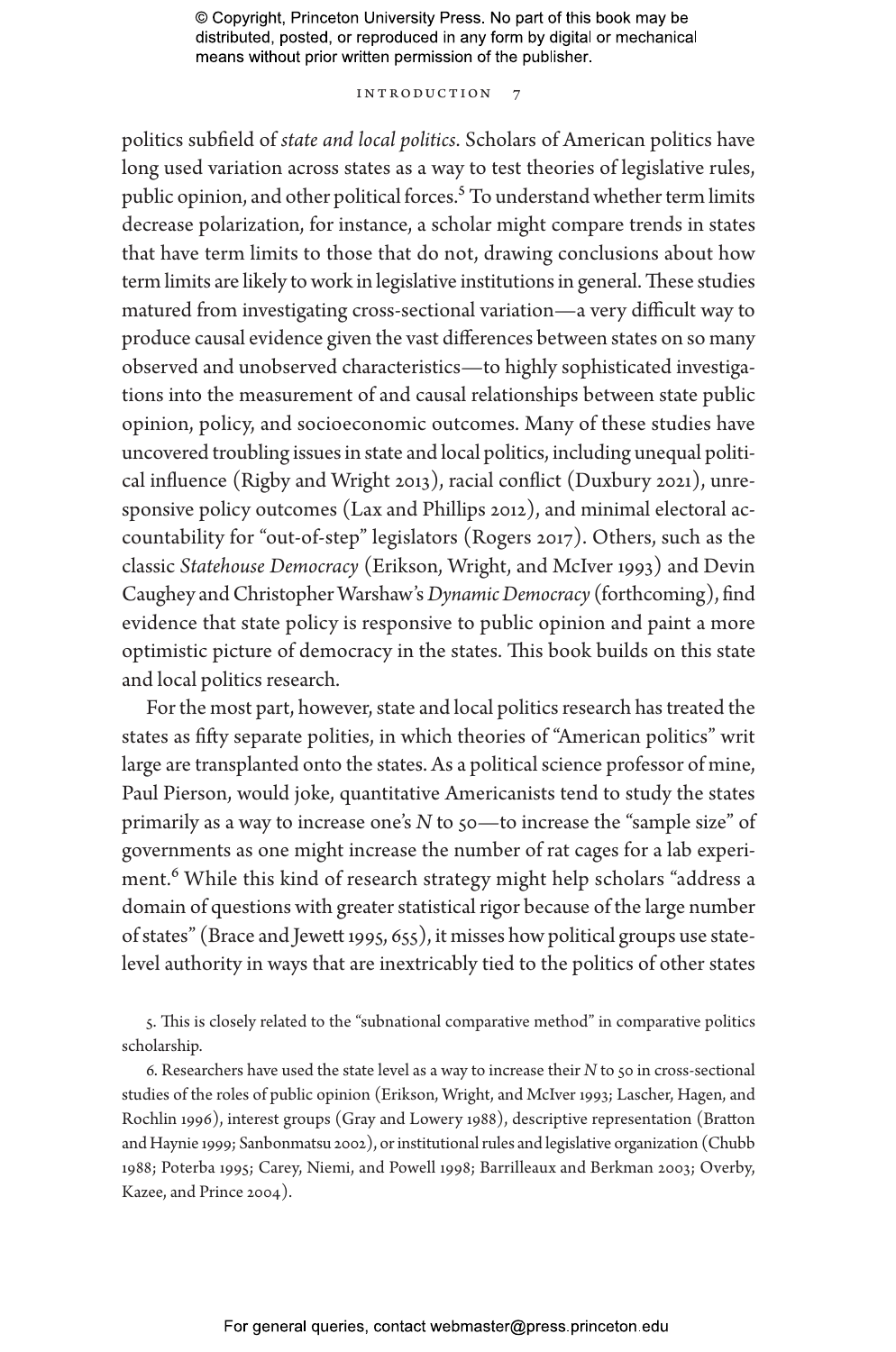politics subfield of *state and local politics*. Scholars of American politics have long used variation across states as a way to test theories of legislative rules, public opinion, and other political forces.[5] To understand whether term limits decrease polarization, for instance, a scholar might compare trends in states that have term limits to those that do not, drawing conclusions about how term limits are likely to work in legislative institutions in general. These studies matured from investigating cross-sectional variation—a very difficult way to produce causal evidence given the vast differences between states on so many observed and unobserved characteristics—to highly sophisticated investigations into the measurement of and causal relationships between state public opinion, policy, and socioeconomic outcomes. Many of these studies have uncovered troubling issues in state and local politics, including unequal political influence (Rigby and Wright 2013), racial conflict (Duxbury 2021), unresponsive policy outcomes (Lax and Phillips 2012), and minimal electoral accountability for "out-of-step" legislators (Rogers 2017). Others, such as the classic *Statehouse Democracy* (Erikson, Wright, and McIver 1993) and Devin Caughey and Christopher Warshaw's *Dynamic Democracy* (forthcoming), find evidence that state policy is responsive to public opinion and paint a more optimistic picture of democracy in the states. This book builds on this state and local politics research.

For the most part, however, state and local politics research has treated the states as fifty separate polities, in which theories of "American politics" writ large are transplanted onto the states. As a political science professor of mine, Paul Pierson, would joke, quantitative Americanists tend to study the states primarily as a way to increase one's *N* to 50—to increase the "sample size" of governments as one might increase the number of rat cages for a lab experiment.[6] While this kind of research strategy might help scholars "address a domain of questions with greater statistical rigor because of the large number of states" (Brace and Jewett 1995, 655), it misses how political groups use state-level authority in ways that are inextricably tied to the politics of other states

5. This is closely related to the "subnational comparative method" in comparative politics scholarship.

6. Researchers have used the state level as a way to increase their *N* to 50 in cross-sectional studies of the roles of public opinion (Erikson, Wright, and McIver 1993; Lascher, Hagen, and Rochlin 1996), interest groups (Gray and Lowery 1988), descriptive representation (Bratton and Haynie 1999; Sanbonmatsu 2002), or institutional rules and legislative organization (Chubb 1988; Poterba 1995; Carey, Niemi, and Powell 1998; Barrilleaux and Berkman 2003; Overby, Kazee, and Prince 2004).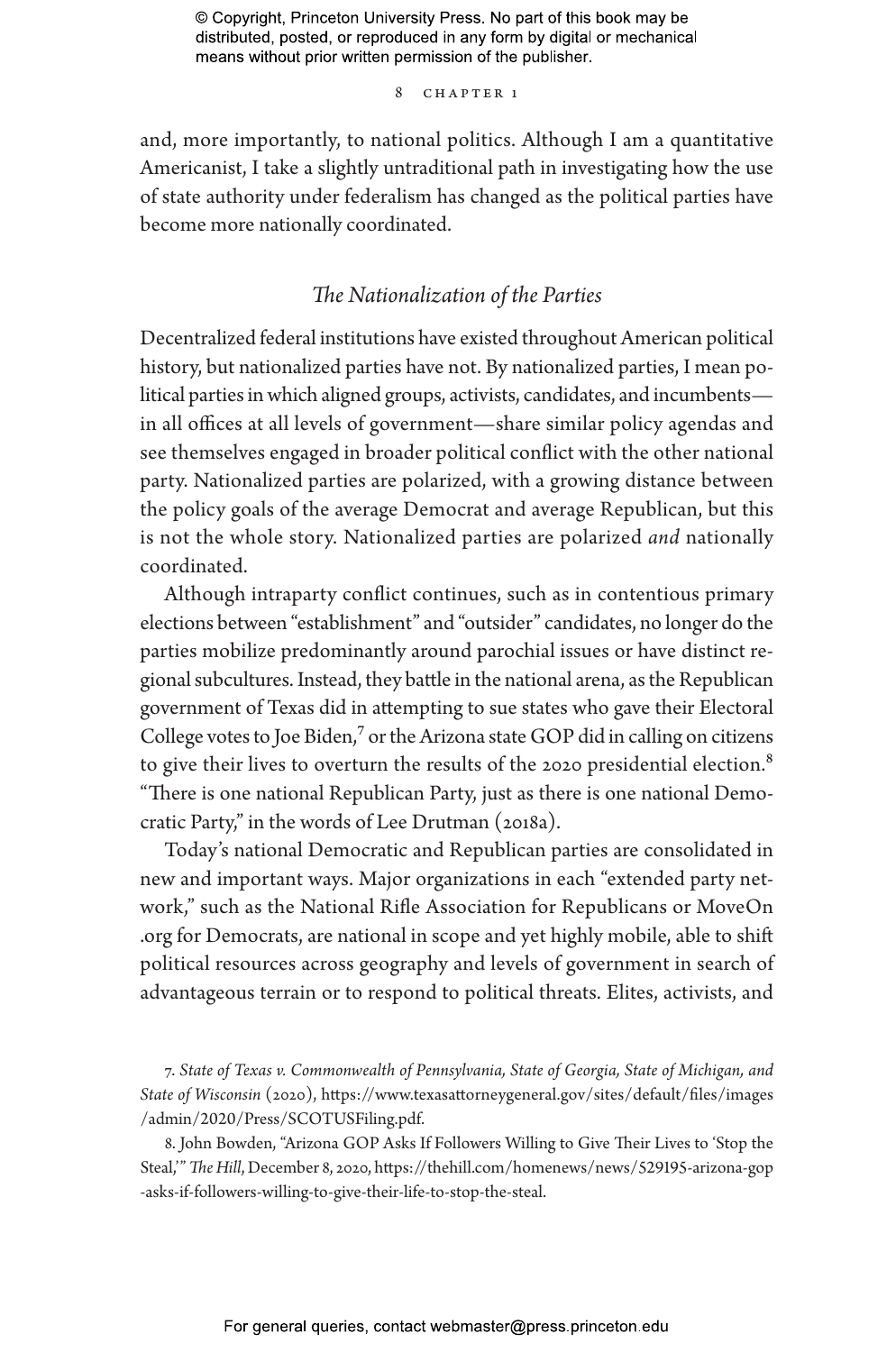and, more importantly, to national politics. Although I am a quantitative Americanist, I take a slightly untraditional path in investigating how the use of state authority under federalism has changed as the political parties have become more nationally coordinated.

## *The Nationalization of the Parties*

Decentralized federal institutions have existed throughout American political history, but nationalized parties have not. By nationalized parties, I mean political parties in which aligned groups, activists, candidates, and incumbents—in all offices at all levels of government—share similar policy agendas and see themselves engaged in broader political conflict with the other national party. Nationalized parties are polarized, with a growing distance between the policy goals of the average Democrat and average Republican, but this is not the whole story. Nationalized parties are polarized *and* nationally coordinated.

Although intraparty conflict continues, such as in contentious primary elections between "establishment" and "outsider" candidates, no longer do the parties mobilize predominantly around parochial issues or have distinct regional subcultures. Instead, they battle in the national arena, as the Republican government of Texas did in attempting to sue states who gave their Electoral College votes to Joe Biden,[7] or the Arizona state GOP did in calling on citizens to give their lives to overturn the results of the 2020 presidential election.[8] "There is one national Republican Party, just as there is one national Democratic Party," in the words of Lee Drutman (2018a).

Today's national Democratic and Republican parties are consolidated in new and important ways. Major organizations in each "extended party network," such as the National Rifle Association for Republicans or MoveOn.org for Democrats, are national in scope and yet highly mobile, able to shift political resources across geography and levels of government in search of advantageous terrain or to respond to political threats. Elites, activists, and

7. *State of Texas v. Commonwealth of Pennsylvania, State of Georgia, State of Michigan, and State of Wisconsin* (2020), https://www.texasattorneygeneral.gov/sites/default/files/images/admin/2020/Press/SCOTUSFiling.pdf.

8. John Bowden, "Arizona GOP Asks If Followers Willing to Give Their Lives to 'Stop the Steal,'" *The Hill*, December 8, 2020, https://thehill.com/homenews/news/529195-arizona-gop-asks-if-followers-willing-to-give-their-life-to-stop-the-steal.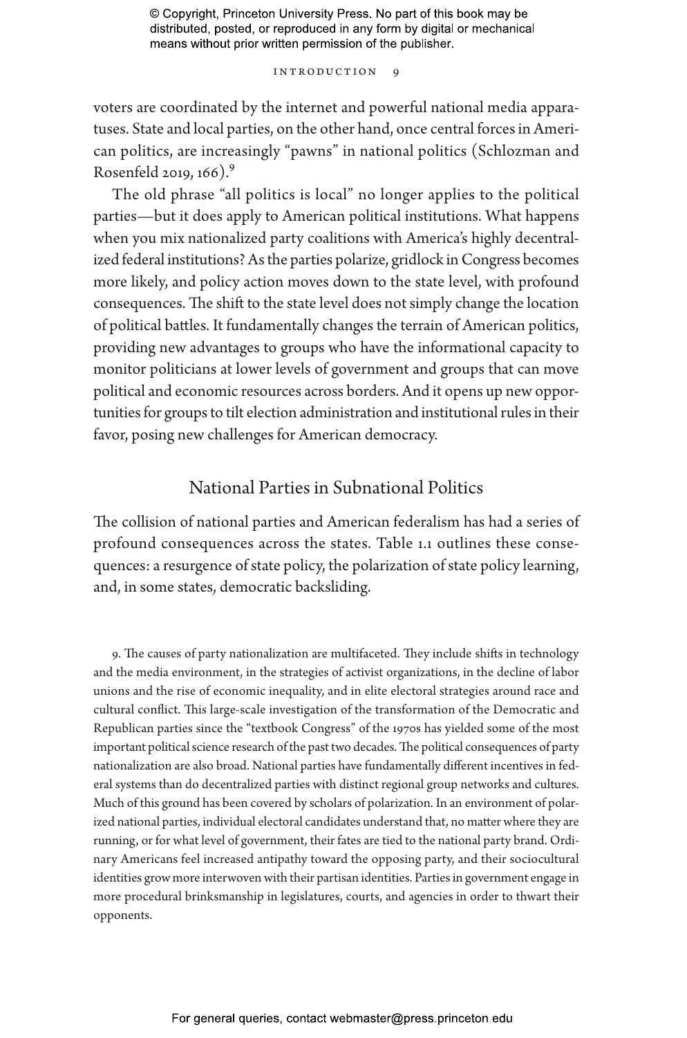voters are coordinated by the internet and powerful national media apparatuses. State and local parties, on the other hand, once central forces in American politics, are increasingly "pawns" in national politics (Schlozman and Rosenfeld 2019, 166).[9]

The old phrase "all politics is local" no longer applies to the political parties—but it does apply to American political institutions. What happens when you mix nationalized party coalitions with America's highly decentralized federal institutions? As the parties polarize, gridlock in Congress becomes more likely, and policy action moves down to the state level, with profound consequences. The shift to the state level does not simply change the location of political battles. It fundamentally changes the terrain of American politics, providing new advantages to groups who have the informational capacity to monitor politicians at lower levels of government and groups that can move political and economic resources across borders. And it opens up new opportunities for groups to tilt election administration and institutional rules in their favor, posing new challenges for American democracy.

## National Parties in Subnational Politics

The collision of national parties and American federalism has had a series of profound consequences across the states. Table 1.1 outlines these consequences: a resurgence of state policy, the polarization of state policy learning, and, in some states, democratic backsliding.

9. The causes of party nationalization are multifaceted. They include shifts in technology and the media environment, in the strategies of activist organizations, in the decline of labor unions and the rise of economic inequality, and in elite electoral strategies around race and cultural conflict. This large-scale investigation of the transformation of the Democratic and Republican parties since the "textbook Congress" of the 1970s has yielded some of the most important political science research of the past two decades. The political consequences of party nationalization are also broad. National parties have fundamentally different incentives in federal systems than do decentralized parties with distinct regional group networks and cultures. Much of this ground has been covered by scholars of polarization. In an environment of polarized national parties, individual electoral candidates understand that, no matter where they are running, or for what level of government, their fates are tied to the national party brand. Ordinary Americans feel increased antipathy toward the opposing party, and their sociocultural identities grow more interwoven with their partisan identities. Parties in government engage in more procedural brinksmanship in legislatures, courts, and agencies in order to thwart their opponents.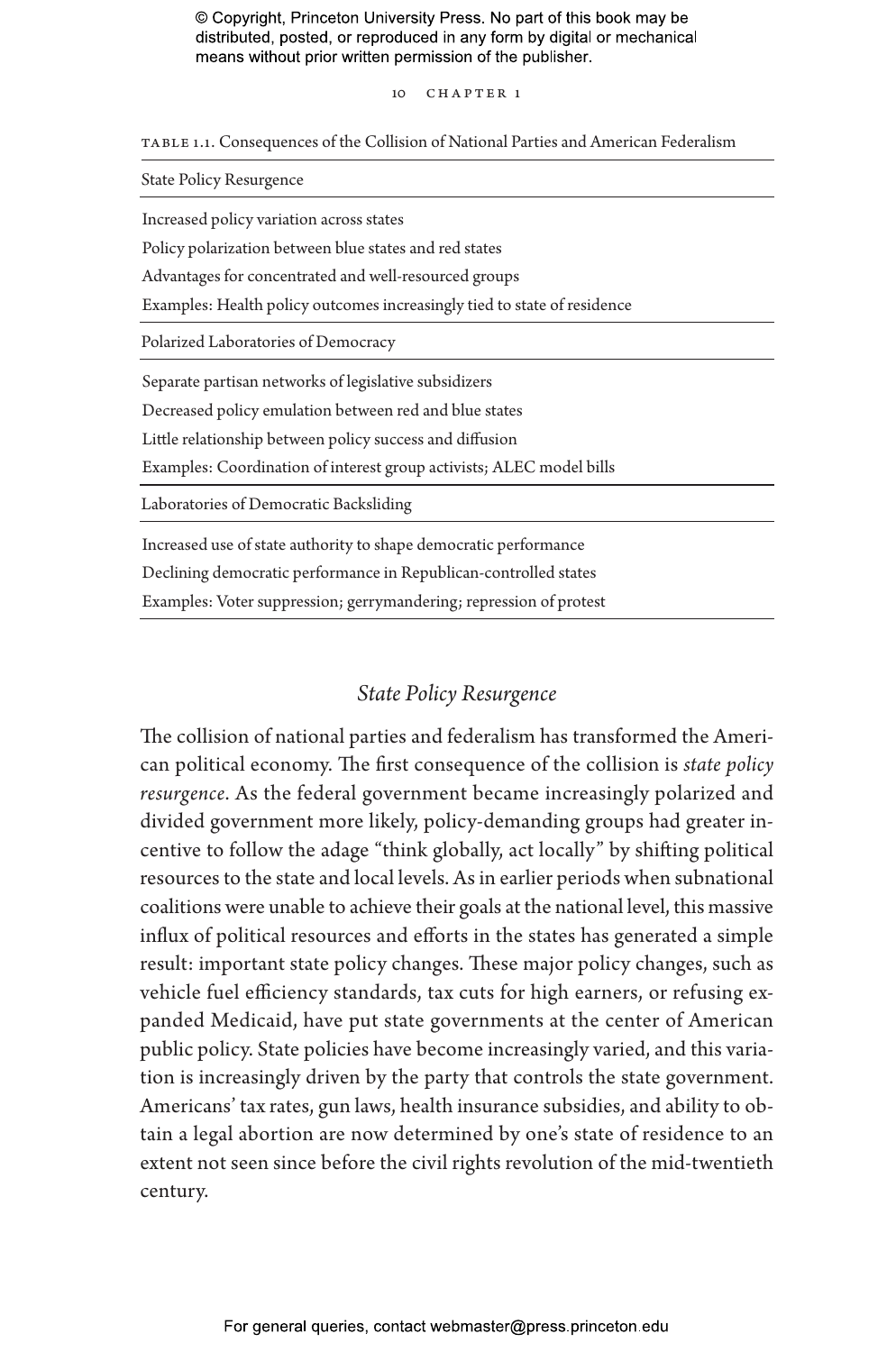Table 1.1. Consequences of the Collision of National Parties and American Federalism

| |
|---|
| **State Policy Resurgence** |
| Increased policy variation across states |
| Policy polarization between blue states and red states |
| Advantages for concentrated and well-resourced groups |
| Examples: Health policy outcomes increasingly tied to state of residence |
| **Polarized Laboratories of Democracy** |
| Separate partisan networks of legislative subsidizers |
| Decreased policy emulation between red and blue states |
| Little relationship between policy success and diffusion |
| Examples: Coordination of interest group activists; ALEC model bills |
| **Laboratories of Democratic Backsliding** |
| Increased use of state authority to shape democratic performance |
| Declining democratic performance in Republican-controlled states |
| Examples: Voter suppression; gerrymandering; repression of protest |

### *State Policy Resurgence*

The collision of national parties and federalism has transformed the American political economy. The first consequence of the collision is *state policy resurgence*. As the federal government became increasingly polarized and divided government more likely, policy-demanding groups had greater incentive to follow the adage "think globally, act locally" by shifting political resources to the state and local levels. As in earlier periods when subnational coalitions were unable to achieve their goals at the national level, this massive influx of political resources and efforts in the states has generated a simple result: important state policy changes. These major policy changes, such as vehicle fuel efficiency standards, tax cuts for high earners, or refusing expanded Medicaid, have put state governments at the center of American public policy. State policies have become increasingly varied, and this variation is increasingly driven by the party that controls the state government. Americans' tax rates, gun laws, health insurance subsidies, and ability to obtain a legal abortion are now determined by one's state of residence to an extent not seen since before the civil rights revolution of the mid-twentieth century.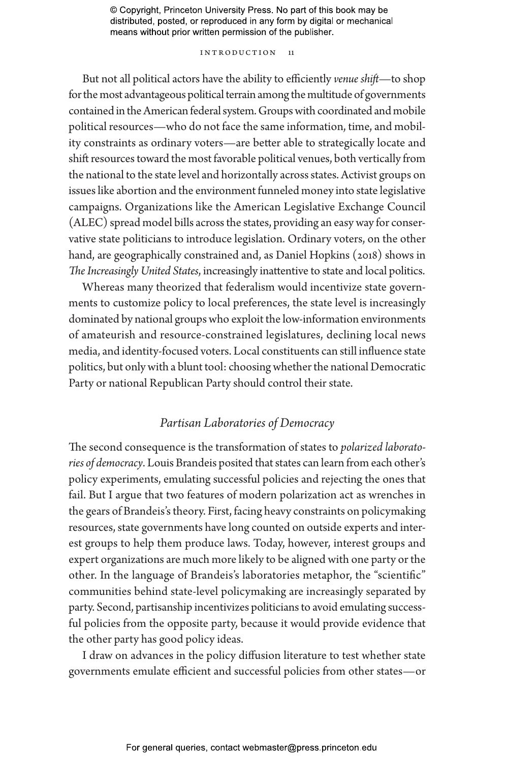But not all political actors have the ability to efficiently *venue shift*—to shop for the most advantageous political terrain among the multitude of governments contained in the American federal system. Groups with coordinated and mobile political resources—who do not face the same information, time, and mobility constraints as ordinary voters—are better able to strategically locate and shift resources toward the most favorable political venues, both vertically from the national to the state level and horizontally across states. Activist groups on issues like abortion and the environment funneled money into state legislative campaigns. Organizations like the American Legislative Exchange Council (ALEC) spread model bills across the states, providing an easy way for conservative state politicians to introduce legislation. Ordinary voters, on the other hand, are geographically constrained and, as Daniel Hopkins (2018) shows in *The Increasingly United States*, increasingly inattentive to state and local politics.

Whereas many theorized that federalism would incentivize state governments to customize policy to local preferences, the state level is increasingly dominated by national groups who exploit the low-information environments of amateurish and resource-constrained legislatures, declining local news media, and identity-focused voters. Local constituents can still influence state politics, but only with a blunt tool: choosing whether the national Democratic Party or national Republican Party should control their state.

## *Partisan Laboratories of Democracy*

The second consequence is the transformation of states to *polarized laboratories of democracy*. Louis Brandeis posited that states can learn from each other's policy experiments, emulating successful policies and rejecting the ones that fail. But I argue that two features of modern polarization act as wrenches in the gears of Brandeis's theory. First, facing heavy constraints on policymaking resources, state governments have long counted on outside experts and interest groups to help them produce laws. Today, however, interest groups and expert organizations are much more likely to be aligned with one party or the other. In the language of Brandeis's laboratories metaphor, the "scientific" communities behind state-level policymaking are increasingly separated by party. Second, partisanship incentivizes politicians to avoid emulating successful policies from the opposite party, because it would provide evidence that the other party has good policy ideas.

I draw on advances in the policy diffusion literature to test whether state governments emulate efficient and successful policies from other states—or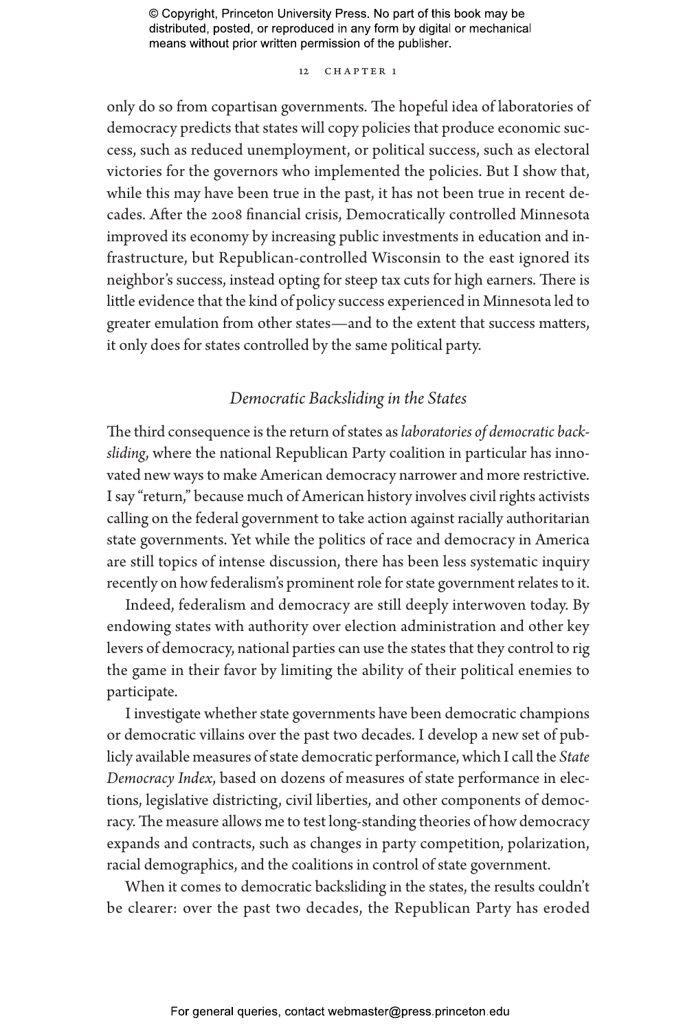only do so from copartisan governments. The hopeful idea of laboratories of democracy predicts that states will copy policies that produce economic success, such as reduced unemployment, or political success, such as electoral victories for the governors who implemented the policies. But I show that, while this may have been true in the past, it has not been true in recent decades. After the 2008 financial crisis, Democratically controlled Minnesota improved its economy by increasing public investments in education and infrastructure, but Republican-controlled Wisconsin to the east ignored its neighbor's success, instead opting for steep tax cuts for high earners. There is little evidence that the kind of policy success experienced in Minnesota led to greater emulation from other states—and to the extent that success matters, it only does for states controlled by the same political party.

### *Democratic Backsliding in the States*

The third consequence is the return of states as *laboratories of democratic backsliding*, where the national Republican Party coalition in particular has innovated new ways to make American democracy narrower and more restrictive. I say "return," because much of American history involves civil rights activists calling on the federal government to take action against racially authoritarian state governments. Yet while the politics of race and democracy in America are still topics of intense discussion, there has been less systematic inquiry recently on how federalism's prominent role for state government relates to it.

Indeed, federalism and democracy are still deeply interwoven today. By endowing states with authority over election administration and other key levers of democracy, national parties can use the states that they control to rig the game in their favor by limiting the ability of their political enemies to participate.

I investigate whether state governments have been democratic champions or democratic villains over the past two decades. I develop a new set of publicly available measures of state democratic performance, which I call the *State Democracy Index*, based on dozens of measures of state performance in elections, legislative districting, civil liberties, and other components of democracy. The measure allows me to test long-standing theories of how democracy expands and contracts, such as changes in party competition, polarization, racial demographics, and the coalitions in control of state government.

When it comes to democratic backsliding in the states, the results couldn't be clearer: over the past two decades, the Republican Party has eroded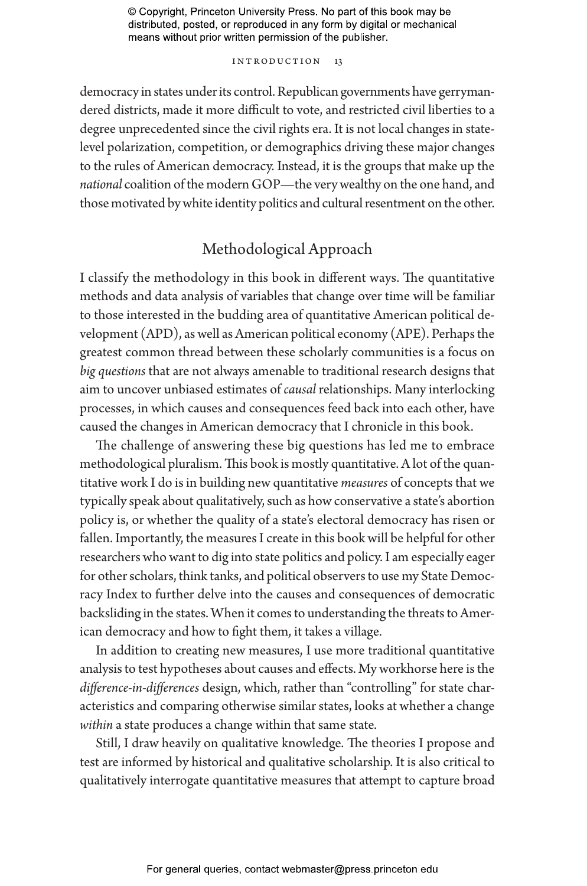democracy in states under its control. Republican governments have gerrymandered districts, made it more difficult to vote, and restricted civil liberties to a degree unprecedented since the civil rights era. It is not local changes in state-level polarization, competition, or demographics driving these major changes to the rules of American democracy. Instead, it is the groups that make up the *national* coalition of the modern GOP—the very wealthy on the one hand, and those motivated by white identity politics and cultural resentment on the other.

## Methodological Approach

I classify the methodology in this book in different ways. The quantitative methods and data analysis of variables that change over time will be familiar to those interested in the budding area of quantitative American political development (APD), as well as American political economy (APE). Perhaps the greatest common thread between these scholarly communities is a focus on *big questions* that are not always amenable to traditional research designs that aim to uncover unbiased estimates of *causal* relationships. Many interlocking processes, in which causes and consequences feed back into each other, have caused the changes in American democracy that I chronicle in this book.

The challenge of answering these big questions has led me to embrace methodological pluralism. This book is mostly quantitative. A lot of the quantitative work I do is in building new quantitative *measures* of concepts that we typically speak about qualitatively, such as how conservative a state's abortion policy is, or whether the quality of a state's electoral democracy has risen or fallen. Importantly, the measures I create in this book will be helpful for other researchers who want to dig into state politics and policy. I am especially eager for other scholars, think tanks, and political observers to use my State Democracy Index to further delve into the causes and consequences of democratic backsliding in the states. When it comes to understanding the threats to American democracy and how to fight them, it takes a village.

In addition to creating new measures, I use more traditional quantitative analysis to test hypotheses about causes and effects. My workhorse here is the *difference-in-differences* design, which, rather than "controlling" for state characteristics and comparing otherwise similar states, looks at whether a change *within* a state produces a change within that same state.

Still, I draw heavily on qualitative knowledge. The theories I propose and test are informed by historical and qualitative scholarship. It is also critical to qualitatively interrogate quantitative measures that attempt to capture broad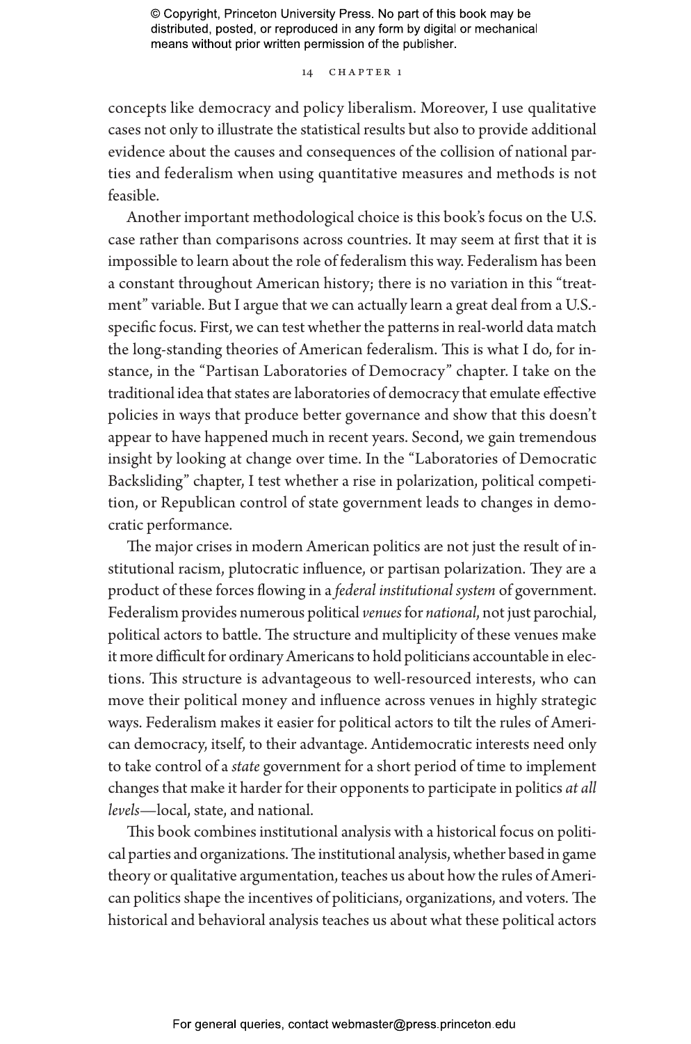concepts like democracy and policy liberalism. Moreover, I use qualitative cases not only to illustrate the statistical results but also to provide additional evidence about the causes and consequences of the collision of national parties and federalism when using quantitative measures and methods is not feasible.

Another important methodological choice is this book's focus on the U.S. case rather than comparisons across countries. It may seem at first that it is impossible to learn about the role of federalism this way. Federalism has been a constant throughout American history; there is no variation in this "treatment" variable. But I argue that we can actually learn a great deal from a U.S.-specific focus. First, we can test whether the patterns in real-world data match the long-standing theories of American federalism. This is what I do, for instance, in the "Partisan Laboratories of Democracy" chapter. I take on the traditional idea that states are laboratories of democracy that emulate effective policies in ways that produce better governance and show that this doesn't appear to have happened much in recent years. Second, we gain tremendous insight by looking at change over time. In the "Laboratories of Democratic Backsliding" chapter, I test whether a rise in polarization, political competition, or Republican control of state government leads to changes in democratic performance.

The major crises in modern American politics are not just the result of institutional racism, plutocratic influence, or partisan polarization. They are a product of these forces flowing in a *federal institutional system* of government. Federalism provides numerous political *venues* for *national*, not just parochial, political actors to battle. The structure and multiplicity of these venues make it more difficult for ordinary Americans to hold politicians accountable in elections. This structure is advantageous to well-resourced interests, who can move their political money and influence across venues in highly strategic ways. Federalism makes it easier for political actors to tilt the rules of American democracy, itself, to their advantage. Antidemocratic interests need only to take control of a *state* government for a short period of time to implement changes that make it harder for their opponents to participate in politics *at all levels*—local, state, and national.

This book combines institutional analysis with a historical focus on political parties and organizations. The institutional analysis, whether based in game theory or qualitative argumentation, teaches us about how the rules of American politics shape the incentives of politicians, organizations, and voters. The historical and behavioral analysis teaches us about what these political actors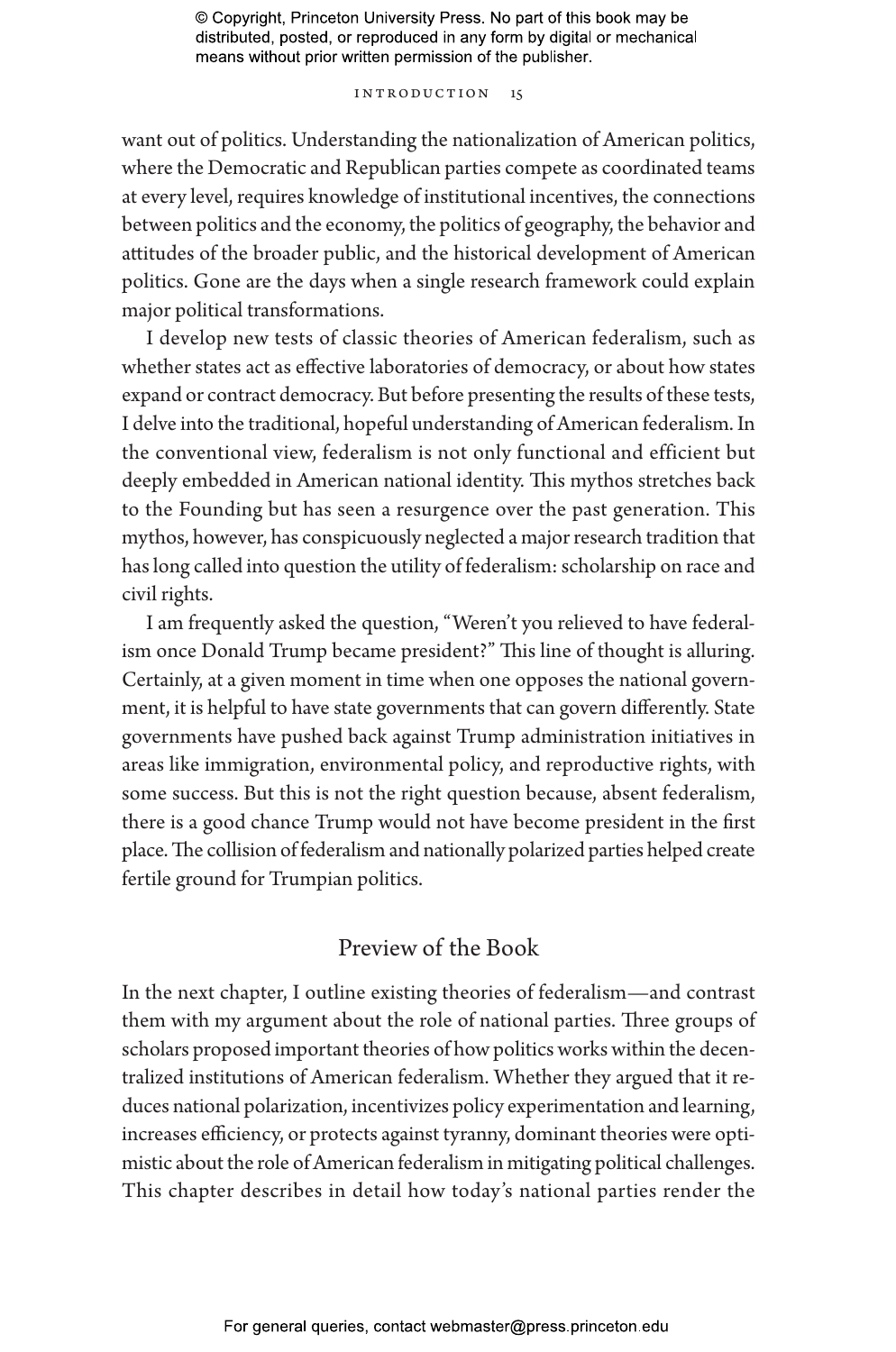want out of politics. Understanding the nationalization of American politics, where the Democratic and Republican parties compete as coordinated teams at every level, requires knowledge of institutional incentives, the connections between politics and the economy, the politics of geography, the behavior and attitudes of the broader public, and the historical development of American politics. Gone are the days when a single research framework could explain major political transformations.

I develop new tests of classic theories of American federalism, such as whether states act as effective laboratories of democracy, or about how states expand or contract democracy. But before presenting the results of these tests, I delve into the traditional, hopeful understanding of American federalism. In the conventional view, federalism is not only functional and efficient but deeply embedded in American national identity. This mythos stretches back to the Founding but has seen a resurgence over the past generation. This mythos, however, has conspicuously neglected a major research tradition that has long called into question the utility of federalism: scholarship on race and civil rights.

I am frequently asked the question, "Weren't you relieved to have federalism once Donald Trump became president?" This line of thought is alluring. Certainly, at a given moment in time when one opposes the national government, it is helpful to have state governments that can govern differently. State governments have pushed back against Trump administration initiatives in areas like immigration, environmental policy, and reproductive rights, with some success. But this is not the right question because, absent federalism, there is a good chance Trump would not have become president in the first place. The collision of federalism and nationally polarized parties helped create fertile ground for Trumpian politics.

## Preview of the Book

In the next chapter, I outline existing theories of federalism—and contrast them with my argument about the role of national parties. Three groups of scholars proposed important theories of how politics works within the decentralized institutions of American federalism. Whether they argued that it reduces national polarization, incentivizes policy experimentation and learning, increases efficiency, or protects against tyranny, dominant theories were optimistic about the role of American federalism in mitigating political challenges. This chapter describes in detail how today's national parties render the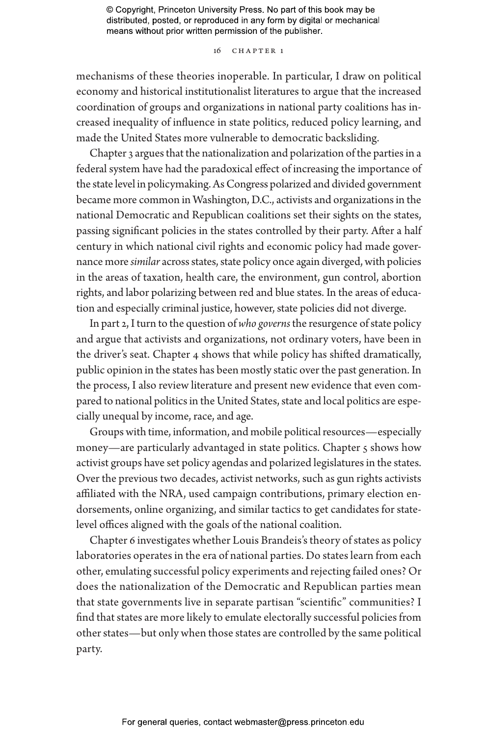mechanisms of these theories inoperable. In particular, I draw on political economy and historical institutionalist literatures to argue that the increased coordination of groups and organizations in national party coalitions has increased inequality of influence in state politics, reduced policy learning, and made the United States more vulnerable to democratic backsliding.

Chapter 3 argues that the nationalization and polarization of the parties in a federal system have had the paradoxical effect of increasing the importance of the state level in policymaking. As Congress polarized and divided government became more common in Washington, D.C., activists and organizations in the national Democratic and Republican coalitions set their sights on the states, passing significant policies in the states controlled by their party. After a half century in which national civil rights and economic policy had made governance more *similar* across states, state policy once again diverged, with policies in the areas of taxation, health care, the environment, gun control, abortion rights, and labor polarizing between red and blue states. In the areas of education and especially criminal justice, however, state policies did not diverge.

In part 2, I turn to the question of *who governs* the resurgence of state policy and argue that activists and organizations, not ordinary voters, have been in the driver's seat. Chapter 4 shows that while policy has shifted dramatically, public opinion in the states has been mostly static over the past generation. In the process, I also review literature and present new evidence that even compared to national politics in the United States, state and local politics are especially unequal by income, race, and age.

Groups with time, information, and mobile political resources—especially money—are particularly advantaged in state politics. Chapter 5 shows how activist groups have set policy agendas and polarized legislatures in the states. Over the previous two decades, activist networks, such as gun rights activists affiliated with the NRA, used campaign contributions, primary election endorsements, online organizing, and similar tactics to get candidates for state-level offices aligned with the goals of the national coalition.

Chapter 6 investigates whether Louis Brandeis's theory of states as policy laboratories operates in the era of national parties. Do states learn from each other, emulating successful policy experiments and rejecting failed ones? Or does the nationalization of the Democratic and Republican parties mean that state governments live in separate partisan "scientific" communities? I find that states are more likely to emulate electorally successful policies from other states—but only when those states are controlled by the same political party.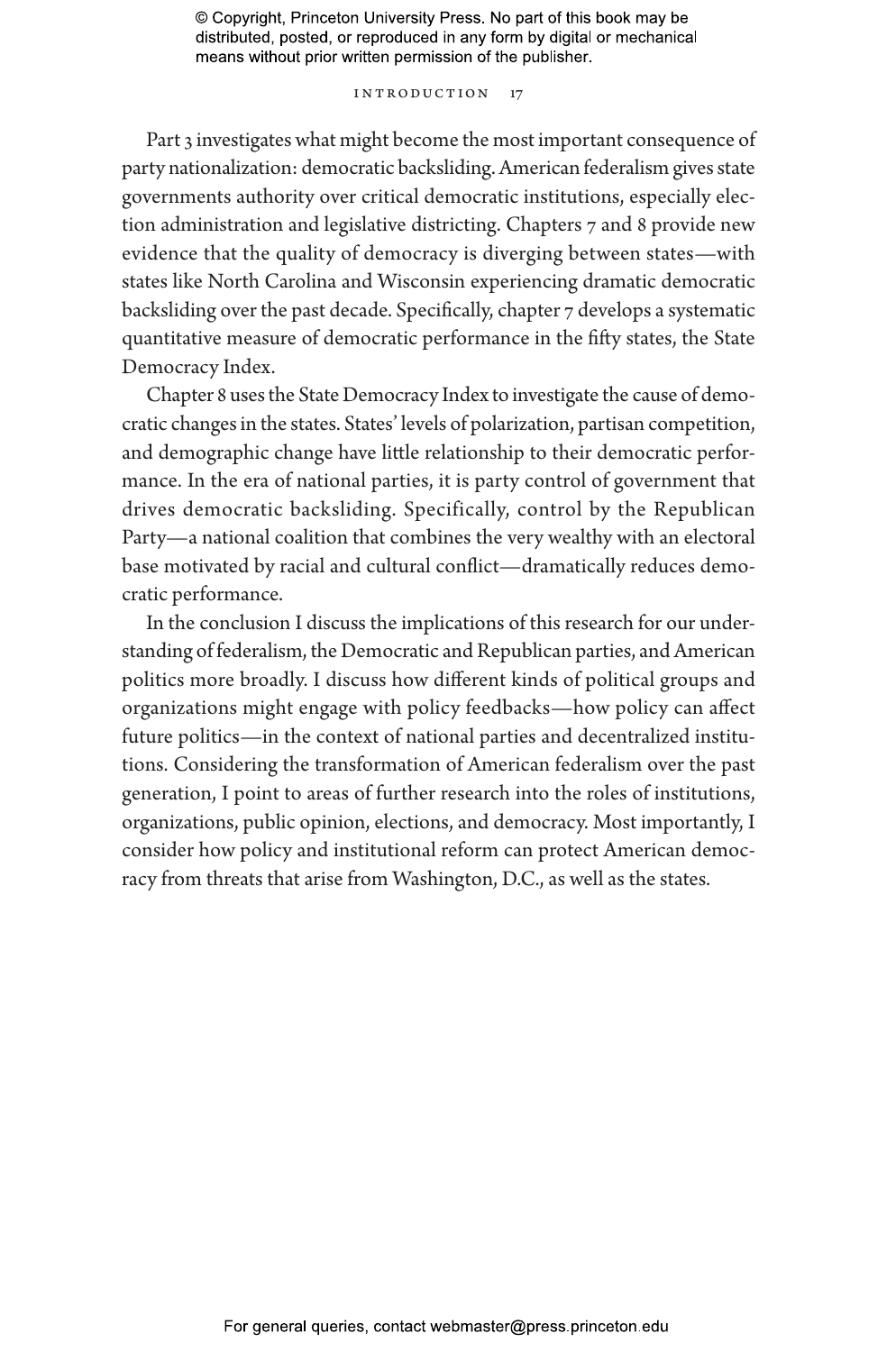Part 3 investigates what might become the most important consequence of party nationalization: democratic backsliding. American federalism gives state governments authority over critical democratic institutions, especially election administration and legislative districting. Chapters 7 and 8 provide new evidence that the quality of democracy is diverging between states—with states like North Carolina and Wisconsin experiencing dramatic democratic backsliding over the past decade. Specifically, chapter 7 develops a systematic quantitative measure of democratic performance in the fifty states, the State Democracy Index.

Chapter 8 uses the State Democracy Index to investigate the cause of democratic changes in the states. States' levels of polarization, partisan competition, and demographic change have little relationship to their democratic performance. In the era of national parties, it is party control of government that drives democratic backsliding. Specifically, control by the Republican Party—a national coalition that combines the very wealthy with an electoral base motivated by racial and cultural conflict—dramatically reduces democratic performance.

In the conclusion I discuss the implications of this research for our understanding of federalism, the Democratic and Republican parties, and American politics more broadly. I discuss how different kinds of political groups and organizations might engage with policy feedbacks—how policy can affect future politics—in the context of national parties and decentralized institutions. Considering the transformation of American federalism over the past generation, I point to areas of further research into the roles of institutions, organizations, public opinion, elections, and democracy. Most importantly, I consider how policy and institutional reform can protect American democracy from threats that arise from Washington, D.C., as well as the states.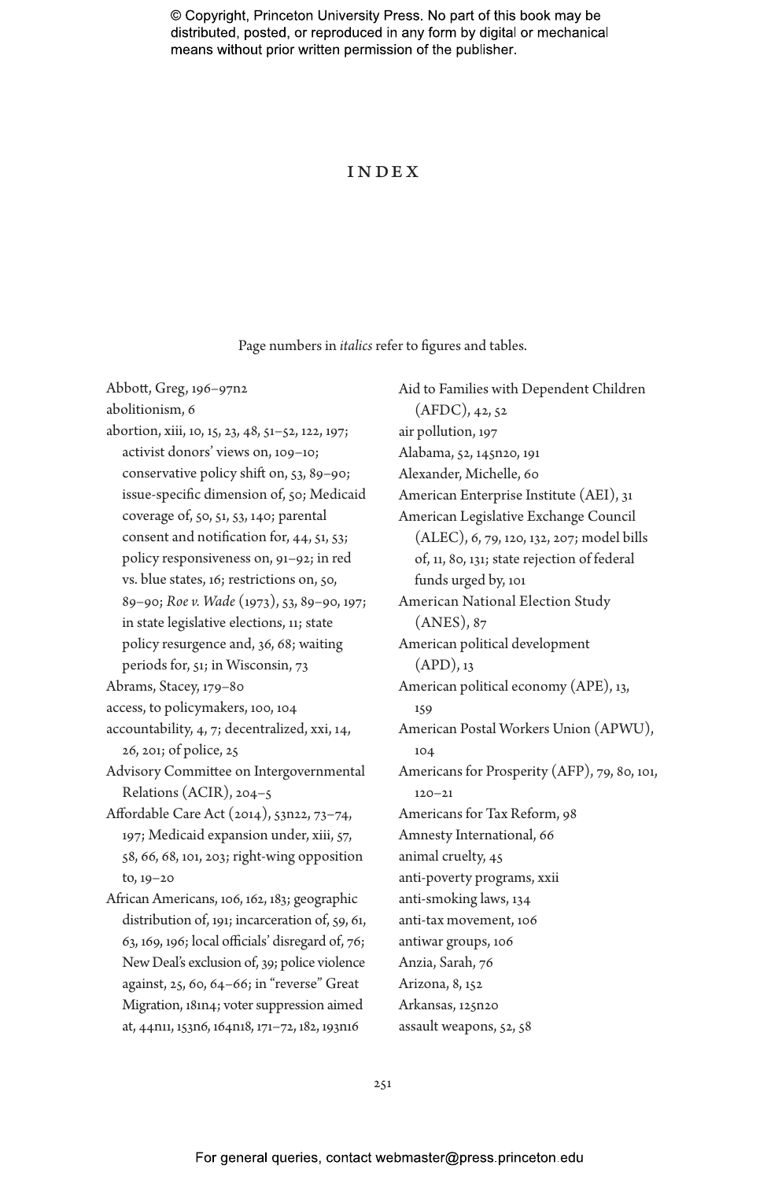# INDEX

Page numbers in *italics* refer to figures and tables.

Abbott, Greg, 196–97n2
abolitionism, 6
abortion, xiii, 10, 15, 23, 48, 51–52, 122, 197; activist donors' views on, 109–10; conservative policy shift on, 53, 89–90; issue-specific dimension of, 50; Medicaid coverage of, 50, 51, 53, 140; parental consent and notification for, 44, 51, 53; policy responsiveness on, 91–92; in red vs. blue states, 16; restrictions on, 50, 89–90; *Roe v. Wade* (1973), 53, 89–90, 197; in state legislative elections, 11; state policy resurgence and, 36, 68; waiting periods for, 51; in Wisconsin, 73
Abrams, Stacey, 179–80
access, to policymakers, 100, 104
accountability, 4, 7; decentralized, xxi, 14, 26, 201; of police, 25
Advisory Committee on Intergovernmental Relations (ACIR), 204–5
Affordable Care Act (2014), 53n22, 73–74, 197; Medicaid expansion under, xiii, 57, 58, 66, 68, 101, 203; right-wing opposition to, 19–20
African Americans, 106, 162, 183; geographic distribution of, 191; incarceration of, 59, 61, 63, 169, 196; local officials' disregard of, 76; New Deal's exclusion of, 39; police violence against, 25, 60, 64–66; in "reverse" Great Migration, 181n4; voter suppression aimed at, 44n11, 153n6, 164n18, 171–72, 182, 193n16
Aid to Families with Dependent Children (AFDC), 42, 52
air pollution, 197
Alabama, 52, 145n20, 191
Alexander, Michelle, 60
American Enterprise Institute (AEI), 31
American Legislative Exchange Council (ALEC), 6, 79, 120, 132, 207; model bills of, 11, 80, 131; state rejection of federal funds urged by, 101
American National Election Study (ANES), 87
American political development (APD), 13
American political economy (APE), 13, 159
American Postal Workers Union (APWU), 104
Americans for Prosperity (AFP), 79, 80, 101, 120–21
Americans for Tax Reform, 98
Amnesty International, 66
animal cruelty, 45
anti-poverty programs, xxii
anti-smoking laws, 134
anti-tax movement, 106
antiwar groups, 106
Anzia, Sarah, 76
Arizona, 8, 152
Arkansas, 125n20
assault weapons, 52, 58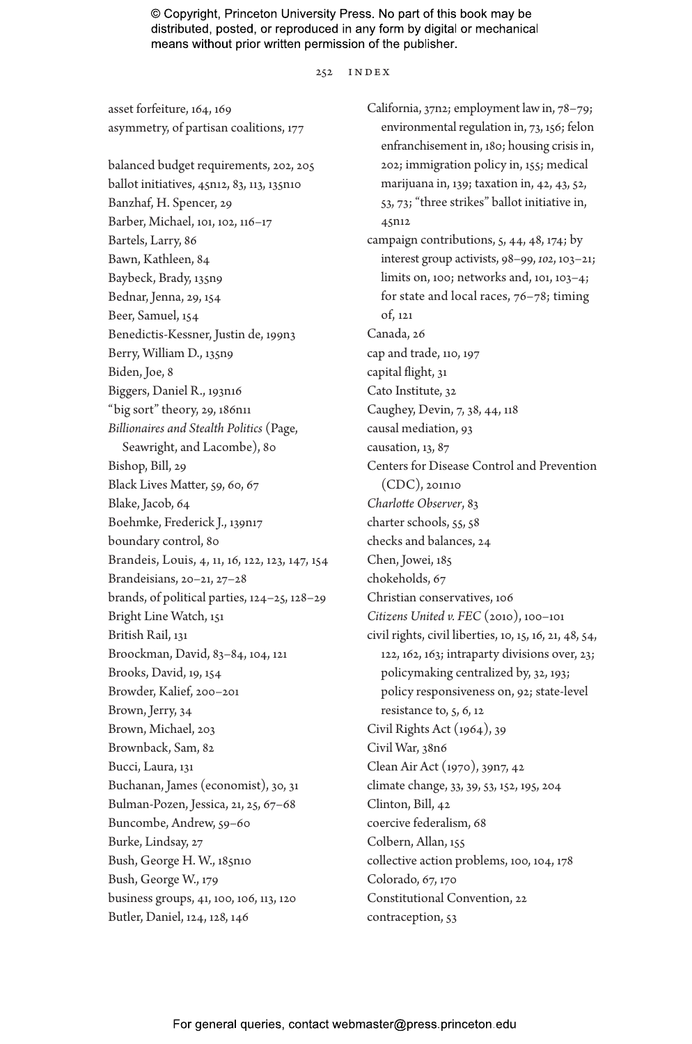asset forfeiture, 164, 169
asymmetry, of partisan coalitions, 177

balanced budget requirements, 202, 205
ballot initiatives, 45n12, 83, 113, 135n10
Banzhaf, H. Spencer, 29
Barber, Michael, 101, 102, 116–17
Bartels, Larry, 86
Bawn, Kathleen, 84
Baybeck, Brady, 135n9
Bednar, Jenna, 29, 154
Beer, Samuel, 154
Benedictis-Kessner, Justin de, 199n3
Berry, William D., 135n9
Biden, Joe, 8
Biggers, Daniel R., 193n16
"big sort" theory, 29, 186n11
*Billionaires and Stealth Politics* (Page, Seawright, and Lacombe), 80
Bishop, Bill, 29
Black Lives Matter, 59, 60, 67
Blake, Jacob, 64
Boehmke, Frederick J., 139n17
boundary control, 80
Brandeis, Louis, 4, 11, 16, 122, 123, 147, 154
Brandeisians, 20–21, 27–28
brands, of political parties, 124–25, 128–29
Bright Line Watch, 151
British Rail, 131
Broockman, David, 83–84, 104, 121
Brooks, David, 19, 154
Browder, Kalief, 200–201
Brown, Jerry, 34
Brown, Michael, 203
Brownback, Sam, 82
Bucci, Laura, 131
Buchanan, James (economist), 30, 31
Bulman-Pozen, Jessica, 21, 25, 67–68
Buncombe, Andrew, 59–60
Burke, Lindsay, 27
Bush, George H. W., 185n10
Bush, George W., 179
business groups, 41, 100, 106, 113, 120
Butler, Daniel, 124, 128, 146

California, 37n2; employment law in, 78–79; environmental regulation in, 73, 156; felon enfranchisement in, 180; housing crisis in, 202; immigration policy in, 155; medical marijuana in, 139; taxation in, 42, 43, 52, 53, 73; "three strikes" ballot initiative in, 45n12
campaign contributions, 5, 44, 48, 174; by interest group activists, 98–99, *102*, 103–21; limits on, 100; networks and, 101, 103–4; for state and local races, 76–78; timing of, 121
Canada, 26
cap and trade, 110, 197
capital flight, 31
Cato Institute, 32
Caughey, Devin, 7, 38, 44, 118
causal mediation, 93
causation, 13, 87
Centers for Disease Control and Prevention (CDC), 201n10
*Charlotte Observer*, 83
charter schools, 55, 58
checks and balances, 24
Chen, Jowei, 185
chokeholds, 67
Christian conservatives, 106
*Citizens United v. FEC* (2010), 100–101
civil rights, civil liberties, 10, 15, 16, 21, 48, 54, 122, 162, 163; intraparty divisions over, 23; policymaking centralized by, 32, 193; policy responsiveness on, 92; state-level resistance to, 5, 6, 12
Civil Rights Act (1964), 39
Civil War, 38n6
Clean Air Act (1970), 39n7, 42
climate change, 33, 39, 53, 152, 195, 204
Clinton, Bill, 42
coercive federalism, 68
Colbern, Allan, 155
collective action problems, 100, 104, 178
Colorado, 67, 170
Constitutional Convention, 22
contraception, 53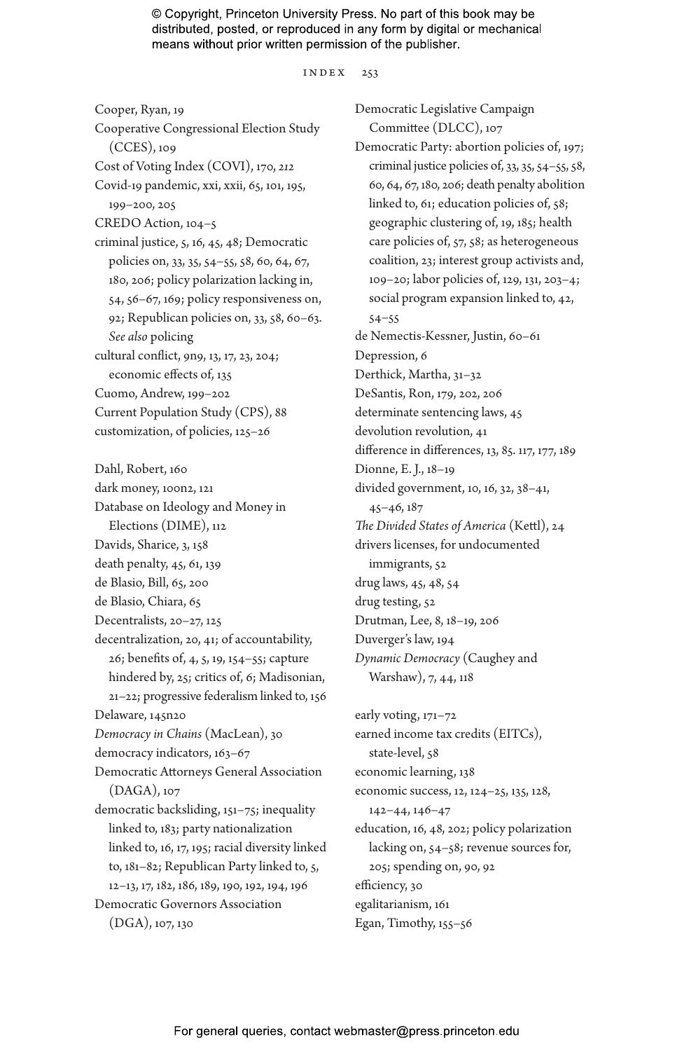Cooper, Ryan, 19
Cooperative Congressional Election Study (CCES), 109
Cost of Voting Index (COVI), 170, *212*
Covid-19 pandemic, xxi, xxii, 65, 101, 195, 199–200, 205
CREDO Action, 104–5
criminal justice, 5, 16, 45, 48; Democratic policies on, 33, 35, 54–55, 58, 60, 64, 67, 180, 206; policy polarization lacking in, 54, 56–67, 169; policy responsiveness on, 92; Republican policies on, 33, 58, 60–63. *See also* policing
cultural conflict, 9n9, 13, 17, 23, 204; economic effects of, 135
Cuomo, Andrew, 199–202
Current Population Study (CPS), 88
customization, of policies, 125–26

Dahl, Robert, 160
dark money, 100n2, 121
Database on Ideology and Money in Elections (DIME), 112
Davids, Sharice, 3, 158
death penalty, 45, 61, 139
de Blasio, Bill, 65, 200
de Blasio, Chiara, 65
Decentralists, 20–27, 125
decentralization, 20, 41; of accountability, 26; benefits of, 4, 5, 19, 154–55; capture hindered by, 25; critics of, 6; Madisonian, 21–22; progressive federalism linked to, 156
Delaware, 145n20
*Democracy in Chains* (MacLean), 30
democracy indicators, 163–67
Democratic Attorneys General Association (DAGA), 107
democratic backsliding, 151–75; inequality linked to, 183; party nationalization linked to, 16, 17, 195; racial diversity linked to, 181–82; Republican Party linked to, 5, 12–13, 17, 182, 186, 189, 190, 192, 194, 196
Democratic Governors Association (DGA), 107, 130
Democratic Legislative Campaign Committee (DLCC), 107
Democratic Party: abortion policies of, 197; criminal justice policies of, 33, 35, 54–55, 58, 60, 64, 67, 180, 206; death penalty abolition linked to, 61; education policies of, 58; geographic clustering of, 19, 185; health care policies of, 57, 58; as heterogeneous coalition, 23; interest group activists and, 109–20; labor policies of, 129, 131, 203–4; social program expansion linked to, 42, 54–55
de Nemectis-Kessner, Justin, 60–61
Depression, 6
Derthick, Martha, 31–32
DeSantis, Ron, 179, 202, 206
determinate sentencing laws, 45
devolution revolution, 41
difference in differences, 13, 85. 117, 177, 189
Dionne, E. J., 18–19
divided government, 10, 16, 32, 38–41, 45–46, 187
*The Divided States of America* (Kettl), 24
drivers licenses, for undocumented immigrants, 52
drug laws, 45, 48, 54
drug testing, 52
Drutman, Lee, 8, 18–19, 206
Duverger's law, 194
*Dynamic Democracy* (Caughey and Warshaw), 7, 44, 118

early voting, 171–72
earned income tax credits (EITCs), state-level, 58
economic learning, 138
economic success, 12, 124–25, 135, 128, 142–44, 146–47
education, 16, 48, 202; policy polarization lacking on, 54–58; revenue sources for, 205; spending on, 90, 92
efficiency, 30
egalitarianism, 161
Egan, Timothy, 155–56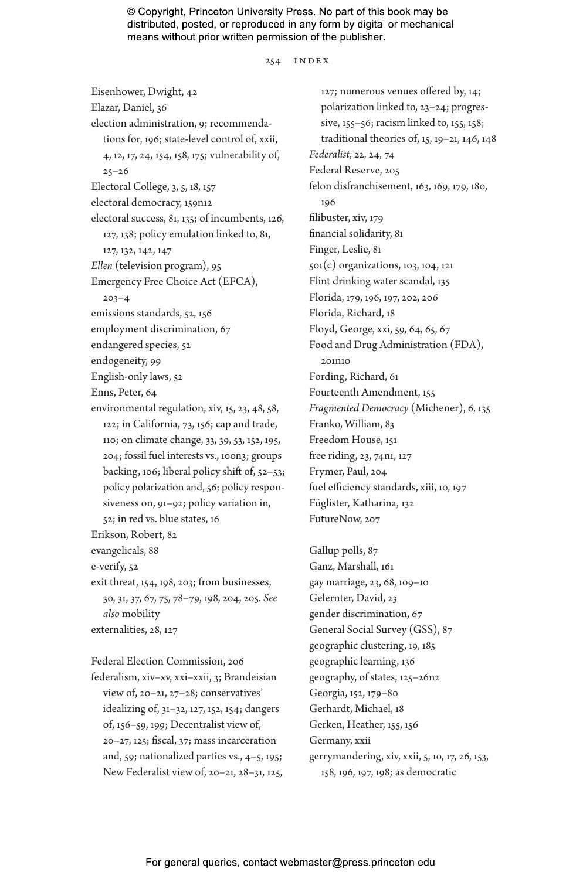Eisenhower, Dwight, 42
Elazar, Daniel, 36
election administration, 9; recommendations for, 196; state-level control of, xxii, 4, 12, 17, 24, 154, 158, 175; vulnerability of, 25–26
Electoral College, 3, 5, 18, 157
electoral democracy, 159n12
electoral success, 81, 135; of incumbents, 126, 127, 138; policy emulation linked to, 81, 127, 132, 142, 147
*Ellen* (television program), 95
Emergency Free Choice Act (EFCA), 203–4
emissions standards, 52, 156
employment discrimination, 67
endangered species, 52
endogeneity, 99
English-only laws, 52
Enns, Peter, 64
environmental regulation, xiv, 15, 23, 48, 58, 122; in California, 73, 156; cap and trade, 110; on climate change, 33, 39, 53, 152, 195, 204; fossil fuel interests vs., 100n3; groups backing, 106; liberal policy shift of, 52–53; policy polarization and, 56; policy responsiveness on, 91–92; policy variation in, 52; in red vs. blue states, 16
Erikson, Robert, 82
evangelicals, 88
e-verify, 52
exit threat, 154, 198, 203; from businesses, 30, 31, 37, 67, 75, 78–79, 198, 204, 205. *See also* mobility
externalities, 28, 127

Federal Election Commission, 206
federalism, xiv–xv, xxi–xxii, 3; Brandeisian view of, 20–21, 27–28; conservatives' idealizing of, 31–32, 127, 152, 154; dangers of, 156–59, 199; Decentralist view of, 20–27, 125; fiscal, 37; mass incarceration and, 59; nationalized parties vs., 4–5, 195; New Federalist view of, 20–21, 28–31, 125, 127; numerous venues offered by, 14; polarization linked to, 23–24; progressive, 155–56; racism linked to, 155, 158; traditional theories of, 15, 19–21, 146, 148
*Federalist*, 22, 24, 74
Federal Reserve, 205
felon disfranchisement, 163, 169, 179, 180, 196
filibuster, xiv, 179
financial solidarity, 81
Finger, Leslie, 81
501(c) organizations, 103, 104, 121
Flint drinking water scandal, 135
Florida, 179, 196, 197, 202, 206
Florida, Richard, 18
Floyd, George, xxi, 59, 64, 65, 67
Food and Drug Administration (FDA), 201n10
Fording, Richard, 61
Fourteenth Amendment, 155
*Fragmented Democracy* (Michener), 6, 135
Franko, William, 83
Freedom House, 151
free riding, 23, 74n1, 127
Frymer, Paul, 204
fuel efficiency standards, xiii, 10, 197
Füglister, Katharina, 132
FutureNow, 207

Gallup polls, 87
Ganz, Marshall, 161
gay marriage, 23, 68, 109–10
Gelernter, David, 23
gender discrimination, 67
General Social Survey (GSS), 87
geographic clustering, 19, 185
geographic learning, 136
geography, of states, 125–26n2
Georgia, 152, 179–80
Gerhardt, Michael, 18
Gerken, Heather, 155, 156
Germany, xxii
gerrymandering, xiv, xxii, 5, 10, 17, 26, 153, 158, 196, 197, 198; as democratic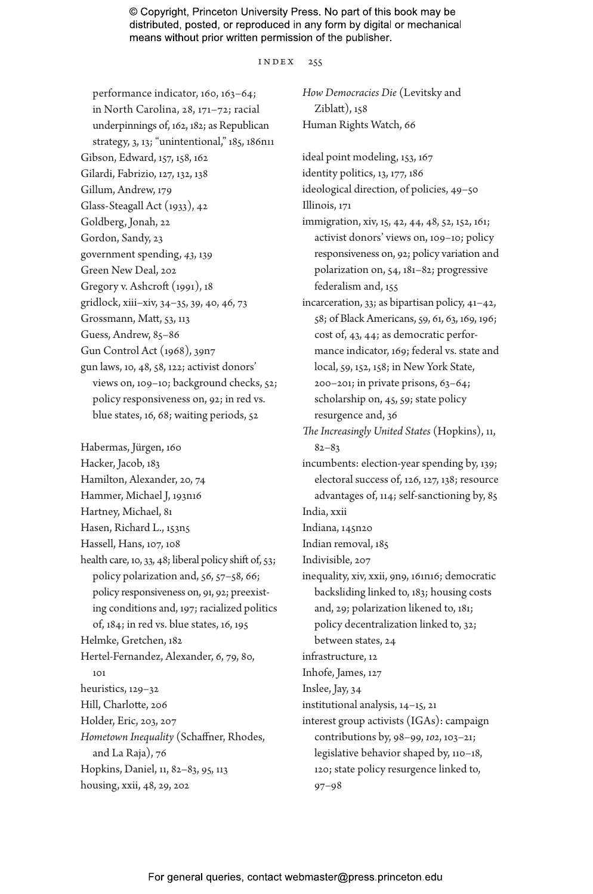performance indicator, 160, 163–64; in North Carolina, 28, 171–72; racial underpinnings of, 162, 182; as Republican strategy, 3, 13; "unintentional," 185, 186n11
Gibson, Edward, 157, 158, 162
Gilardi, Fabrizio, 127, 132, 138
Gillum, Andrew, 179
Glass-Steagall Act (1933), 42
Goldberg, Jonah, 22
Gordon, Sandy, 23
government spending, *43*, 139
Green New Deal, 202
Gregory v. Ashcroft (1991), 18
gridlock, xiii–xiv, 34–35, 39, 40, 46, 73
Grossmann, Matt, 53, 113
Guess, Andrew, 85–86
Gun Control Act (1968), 39n7
gun laws, 10, 48, 58, 122; activist donors' views on, 109–10; background checks, 52; policy responsiveness on, 92; in red vs. blue states, 16, 68; waiting periods, 52

Habermas, Jürgen, 160
Hacker, Jacob, 183
Hamilton, Alexander, 20, 74
Hammer, Michael J, 193n16
Hartney, Michael, 81
Hasen, Richard L., 153n5
Hassell, Hans, 107, 108
health care, 10, 33, 48; liberal policy shift of, 53; policy polarization and, 56, 57–58, 66; policy responsiveness on, 91, 92; preexisting conditions and, 197; racialized politics of, 184; in red vs. blue states, 16, 195
Helmke, Gretchen, 182
Hertel-Fernandez, Alexander, 6, 79, 80, 101
heuristics, 129–32
Hill, Charlotte, 206
Holder, Eric, 203, 207
*Hometown Inequality* (Schaffner, Rhodes, and La Raja), 76
Hopkins, Daniel, 11, 82–83, 95, 113
housing, xxii, 48, 29, 202
*How Democracies Die* (Levitsky and Ziblatt), 158
Human Rights Watch, 66

ideal point modeling, 153, 167
identity politics, 13, 177, 186
ideological direction, of policies, 49–50
Illinois, 171
immigration, xiv, 15, 42, 44, 48, 52, 152, 161; activist donors' views on, 109–10; policy responsiveness on, 92; policy variation and polarization on, 54, 181–82; progressive federalism and, 155
incarceration, 33; as bipartisan policy, 41–42, 58; of Black Americans, 59, 61, 63, 169, 196; cost of, 43, 44; as democratic performance indicator, 169; federal vs. state and local, 59, 152, 158; in New York State, 200–201; in private prisons, 63–64; scholarship on, 45, 59; state policy resurgence and, 36
*The Increasingly United States* (Hopkins), 11, 82–83
incumbents: election-year spending by, 139; electoral success of, 126, 127, 138; resource advantages of, 114; self-sanctioning by, 85
India, xxii
Indiana, 145n20
Indian removal, 185
Indivisible, 207
inequality, xiv, xxii, 9n9, 161n16; democratic backsliding linked to, 183; housing costs and, 29; polarization likened to, 181; policy decentralization linked to, 32; between states, 24
infrastructure, 12
Inhofe, James, 127
Inslee, Jay, 34
institutional analysis, 14–15, 21
interest group activists (IGAs): campaign contributions by, 98–99, *102*, 103–21; legislative behavior shaped by, 110–18, 120; state policy resurgence linked to, 97–98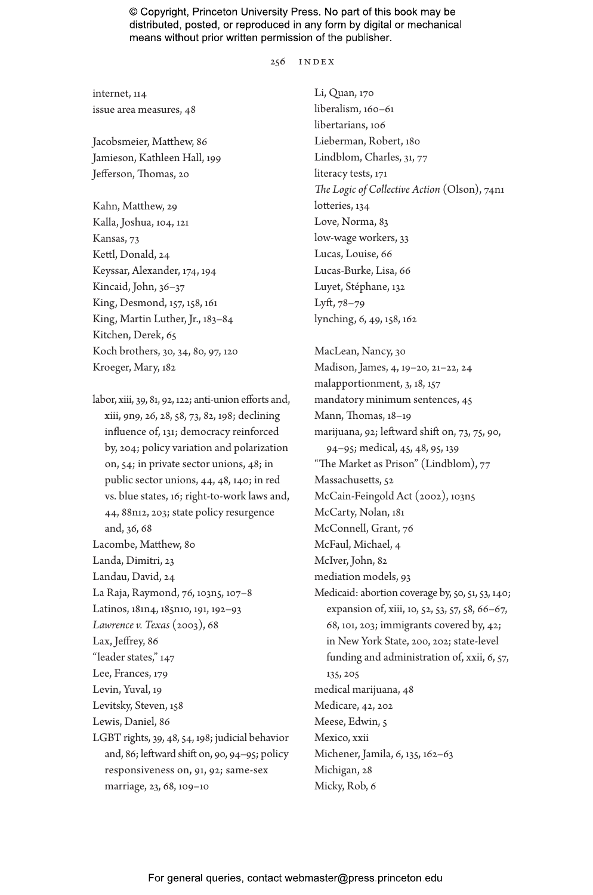internet, 114
issue area measures, 48

Jacobsmeier, Matthew, 86
Jamieson, Kathleen Hall, 199
Jefferson, Thomas, 20

Kahn, Matthew, 29
Kalla, Joshua, 104, 121
Kansas, 73
Kettl, Donald, 24
Keyssar, Alexander, 174, 194
Kincaid, John, 36–37
King, Desmond, 157, 158, 161
King, Martin Luther, Jr., 183–84
Kitchen, Derek, 65
Koch brothers, 30, 34, 80, 97, 120
Kroeger, Mary, 182

labor, xiii, 39, 81, 92, 122; anti-union efforts and, xiii, 9n9, 26, 28, 58, 73, 82, 198; declining influence of, 131; democracy reinforced by, 204; policy variation and polarization on, 54; in private sector unions, 48; in public sector unions, 44, 48, 140; in red vs. blue states, 16; right-to-work laws and, 44, 88n12, 203; state policy resurgence and, 36, 68
Lacombe, Matthew, 80
Landa, Dimitri, 23
Landau, David, 24
La Raja, Raymond, 76, 103n5, 107–8
Latinos, 181n4, 185n10, 191, 192–93
*Lawrence v. Texas* (2003), 68
Lax, Jeffrey, 86
"leader states," 147
Lee, Frances, 179
Levin, Yuval, 19
Levitsky, Steven, 158
Lewis, Daniel, 86
LGBT rights, 39, 48, 54, 198; judicial behavior and, 86; leftward shift on, 90, 94–95; policy responsiveness on, 91, 92; same-sex marriage, 23, 68, 109–10

Li, Quan, 170
liberalism, 160–61
libertarians, 106
Lieberman, Robert, 180
Lindblom, Charles, 31, 77
literacy tests, 171
*The Logic of Collective Action* (Olson), 74n1
lotteries, 134
Love, Norma, 83
low-wage workers, 33
Lucas, Louise, 66
Lucas-Burke, Lisa, 66
Luyet, Stéphane, 132
Lyft, 78–79
lynching, 6, 49, 158, 162

MacLean, Nancy, 30
Madison, James, 4, 19–20, 21–22, 24
malapportionment, 3, 18, 157
mandatory minimum sentences, 45
Mann, Thomas, 18–19
marijuana, 92; leftward shift on, 73, 75, 90, 94–95; medical, 45, 48, 95, 139
"The Market as Prison" (Lindblom), 77
Massachusetts, 52
McCain-Feingold Act (2002), 103n5
McCarty, Nolan, 181
McConnell, Grant, 76
McFaul, Michael, 4
McIver, John, 82
mediation models, 93
Medicaid: abortion coverage by, 50, 51, 53, 140; expansion of, xiii, 10, 52, 53, 57, 58, 66–67, 68, 101, 203; immigrants covered by, 42; in New York State, 200, 202; state-level funding and administration of, xxii, 6, 57, 135, 205
medical marijuana, 48
Medicare, 42, 202
Meese, Edwin, 5
Mexico, xxii
Michener, Jamila, 6, 135, 162–63
Michigan, 28
Micky, Rob, 6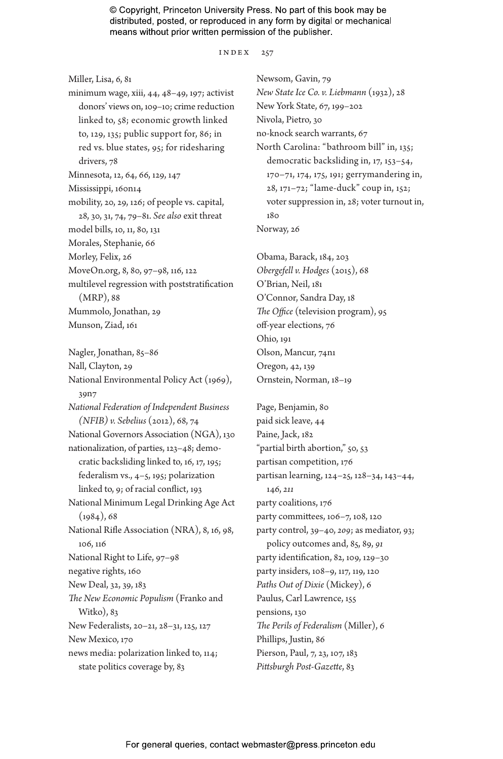Miller, Lisa, 6, 81
minimum wage, xiii, 44, 48–49, 197; activist donors' views on, 109–10; crime reduction linked to, 58; economic growth linked to, 129, 135; public support for, 86; in red vs. blue states, 95; for ridesharing drivers, 78
Minnesota, 12, 64, 66, 129, 147
Mississippi, 160n14
mobility, 20, 29, 126; of people vs. capital, 28, 30, 31, 74, 79–81. *See also* exit threat
model bills, 10, 11, 80, 131
Morales, Stephanie, 66
Morley, Felix, 26
MoveOn.org, 8, 80, 97–98, 116, 122
multilevel regression with poststratification (MRP), 88
Mummolo, Jonathan, 29
Munson, Ziad, 161

Nagler, Jonathan, 85–86
Nall, Clayton, 29
National Environmental Policy Act (1969), 39n7
*National Federation of Independent Business (NFIB) v. Sebelius* (2012), 68, 74
National Governors Association (NGA), 130
nationalization, of parties, 123–48; democratic backsliding linked to, 16, 17, 195; federalism vs., 4–5, 195; polarization linked to, 9; of racial conflict, 193
National Minimum Legal Drinking Age Act (1984), 68
National Rifle Association (NRA), 8, 16, 98, 106, 116
National Right to Life, 97–98
negative rights, 160
New Deal, 32, 39, 183
*The New Economic Populism* (Franko and Witko), 83
New Federalists, 20–21, 28–31, 125, 127
New Mexico, 170
news media: polarization linked to, 114; state politics coverage by, 83
Newsom, Gavin, 79
*New State Ice Co. v. Liebmann* (1932), 28
New York State, 67, 199–202
Nivola, Pietro, 30
no-knock search warrants, 67
North Carolina: "bathroom bill" in, 135; democratic backsliding in, 17, 153–54, 170–71, 174, 175, 191; gerrymandering in, 28, 171–72; "lame-duck" coup in, 152; voter suppression in, 28; voter turnout in, 180
Norway, 26

Obama, Barack, 184, 203
*Obergefell v. Hodges* (2015), 68
O'Brian, Neil, 181
O'Connor, Sandra Day, 18
*The Office* (television program), 95
off-year elections, 76
Ohio, 191
Olson, Mancur, 74n1
Oregon, 42, 139
Ornstein, Norman, 18–19

Page, Benjamin, 80
paid sick leave, 44
Paine, Jack, 182
"partial birth abortion," 50, 53
partisan competition, 176
partisan learning, 124–25, 128–34, 143–44, 146, *211*
party coalitions, 176
party committees, 106–7, 108, 120
party control, 39–40, *209*; as mediator, 93; policy outcomes and, 85, 89, *91*
party identification, 82, 109, 129–30
party insiders, 108–9, 117, 119, 120
*Paths Out of Dixie* (Mickey), 6
Paulus, Carl Lawrence, 155
pensions, 130
*The Perils of Federalism* (Miller), 6
Phillips, Justin, 86
Pierson, Paul, 7, 23, 107, 183
*Pittsburgh Post-Gazette*, 83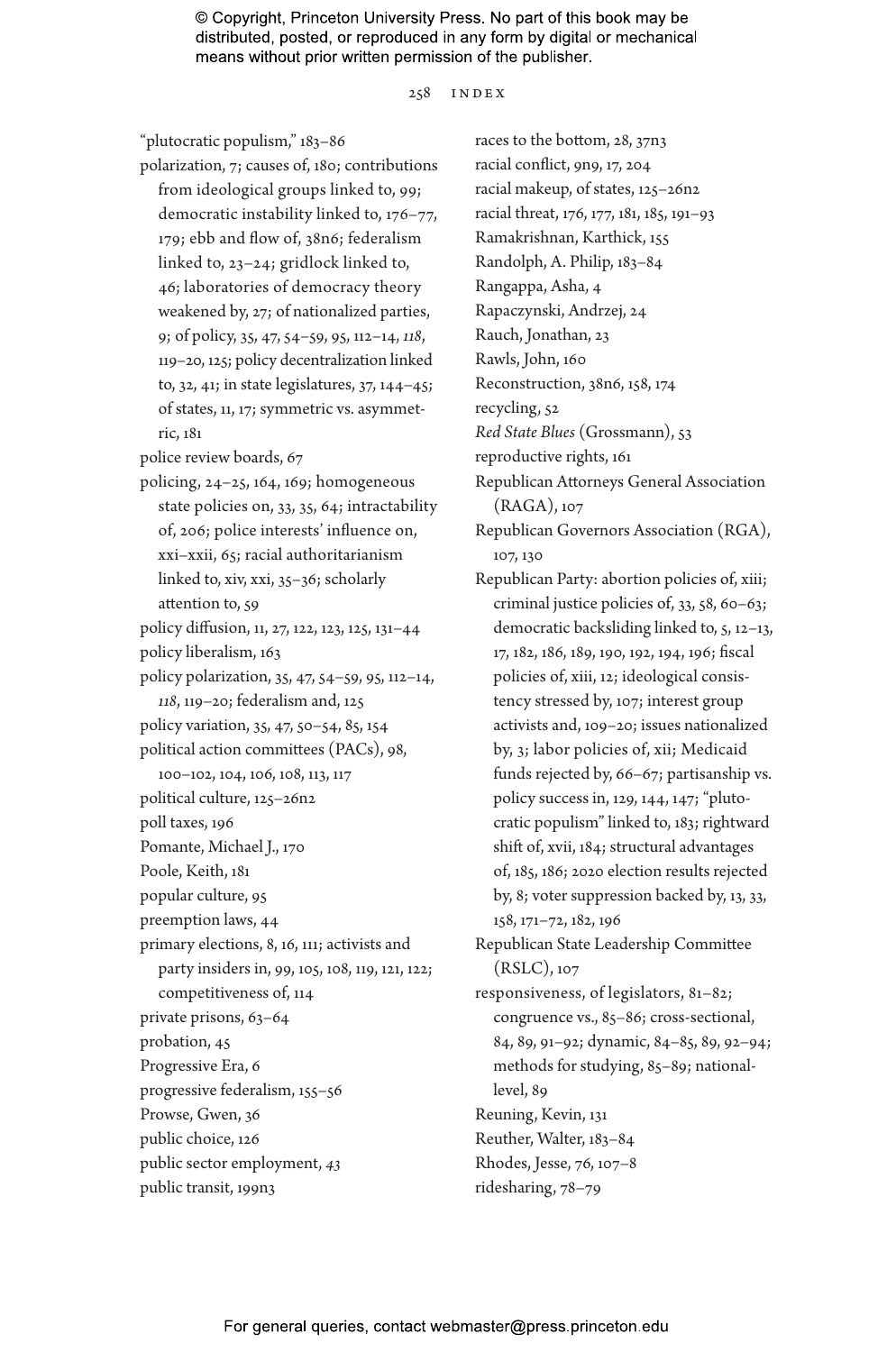"plutocratic populism," 183–86

polarization, 7; causes of, 180; contributions from ideological groups linked to, 99; democratic instability linked to, 176–77, 179; ebb and flow of, 38n6; federalism linked to, 23–24; gridlock linked to, 46; laboratories of democracy theory weakened by, 27; of nationalized parties, 9; of policy, 35, 47, 54–59, 95, 112–14, *118*, 119–20, 125; policy decentralization linked to, 32, 41; in state legislatures, 37, 144–45; of states, 11, 17; symmetric vs. asymmetric, 181

police review boards, 67

policing, 24–25, 164, 169; homogeneous state policies on, 33, 35, 64; intractability of, 206; police interests' influence on, xxi–xxii, 65; racial authoritarianism linked to, xiv, xxi, 35–36; scholarly attention to, 59

policy diffusion, 11, 27, 122, 123, 125, 131–44

policy liberalism, 163

policy polarization, 35, 47, 54–59, 95, 112–14, *118*, 119–20; federalism and, 125

policy variation, 35, 47, 50–54, 85, 154

political action committees (PACs), 98, 100–102, 104, 106, 108, 113, 117

political culture, 125–26n2

poll taxes, 196

Pomante, Michael J., 170

Poole, Keith, 181

popular culture, 95

preemption laws, 44

primary elections, 8, 16, 111; activists and party insiders in, 99, 105, 108, 119, 121, 122; competitiveness of, 114

private prisons, 63–64

probation, 45

Progressive Era, 6

progressive federalism, 155–56

Prowse, Gwen, 36

public choice, 126

public sector employment, *43*

public transit, 199n3

races to the bottom, 28, 37n3

racial conflict, 9n9, 17, 204

racial makeup, of states, 125–26n2

racial threat, 176, 177, 181, 185, 191–93

Ramakrishnan, Karthick, 155

Randolph, A. Philip, 183–84

Rangappa, Asha, 4

Rapaczynski, Andrzej, 24

Rauch, Jonathan, 23

Rawls, John, 160

Reconstruction, 38n6, 158, 174

recycling, 52

*Red State Blues* (Grossmann), 53

reproductive rights, 161

Republican Attorneys General Association (RAGA), 107

Republican Governors Association (RGA), 107, 130

Republican Party: abortion policies of, xiii; criminal justice policies of, 33, 58, 60–63; democratic backsliding linked to, 5, 12–13, 17, 182, 186, 189, 190, 192, 194, 196; fiscal policies of, xiii, 12; ideological consistency stressed by, 107; interest group activists and, 109–20; issues nationalized by, 3; labor policies of, xii; Medicaid funds rejected by, 66–67; partisanship vs. policy success in, 129, 144, 147; "plutocratic populism" linked to, 183; rightward shift of, xvii, 184; structural advantages of, 185, 186; 2020 election results rejected by, 8; voter suppression backed by, 13, 33, 158, 171–72, 182, 196

Republican State Leadership Committee (RSLC), 107

responsiveness, of legislators, 81–82; congruence vs., 85–86; cross-sectional, 84, 89, 91–92; dynamic, 84–85, 89, 92–94; methods for studying, 85–89; national-level, 89

Reuning, Kevin, 131

Reuther, Walter, 183–84

Rhodes, Jesse, 76, 107–8

ridesharing, 78–79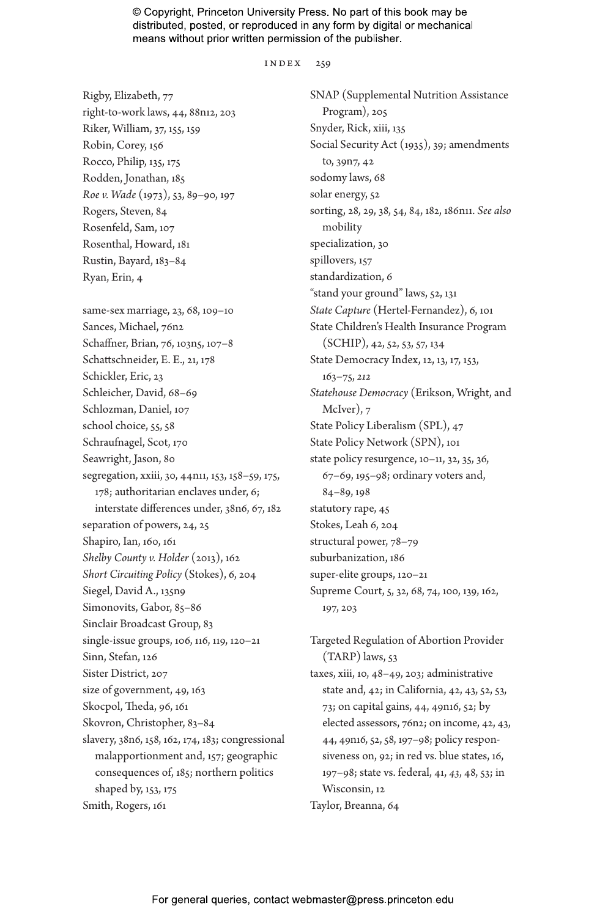Rigby, Elizabeth, 77
right-to-work laws, 44, 88n12, 203
Riker, William, 37, 155, 159
Robin, Corey, 156
Rocco, Philip, 135, 175
Rodden, Jonathan, 185
*Roe v. Wade* (1973), 53, 89–90, 197
Rogers, Steven, 84
Rosenfeld, Sam, 107
Rosenthal, Howard, 181
Rustin, Bayard, 183–84
Ryan, Erin, 4

same-sex marriage, 23, 68, 109–10
Sances, Michael, 76n2
Schaffner, Brian, 76, 103n5, 107–8
Schattschneider, E. E., 21, 178
Schickler, Eric, 23
Schleicher, David, 68–69
Schlozman, Daniel, 107
school choice, 55, 58
Schraufnagel, Scot, 170
Seawright, Jason, 80
segregation, xxiii, 30, 44n11, 153, 158–59, 175, 178; authoritarian enclaves under, 6; interstate differences under, 38n6, 67, 182
separation of powers, 24, 25
Shapiro, Ian, 160, 161
*Shelby County v. Holder* (2013), 162
*Short Circuiting Policy* (Stokes), 6, 204
Siegel, David A., 135n9
Simonovits, Gabor, 85–86
Sinclair Broadcast Group, 83
single-issue groups, 106, 116, 119, 120–21
Sinn, Stefan, 126
Sister District, 207
size of government, 49, 163
Skocpol, Theda, 96, 161
Skovron, Christopher, 83–84
slavery, 38n6, 158, 162, 174, 183; congressional malapportionment and, 157; geographic consequences of, 185; northern politics shaped by, 153, 175
Smith, Rogers, 161

SNAP (Supplemental Nutrition Assistance Program), 205
Snyder, Rick, xiii, 135
Social Security Act (1935), 39; amendments to, 39n7, 42
sodomy laws, 68
solar energy, 52
sorting, 28, 29, 38, 54, 84, 182, 186n11. *See also* mobility
specialization, 30
spillovers, 157
standardization, 6
"stand your ground" laws, 52, 131
*State Capture* (Hertel-Fernandez), 6, 101
State Children's Health Insurance Program (SCHIP), 42, 52, 53, 57, 134
State Democracy Index, 12, 13, 17, 153, 163–75, *212*
*Statehouse Democracy* (Erikson, Wright, and McIver), 7
State Policy Liberalism (SPL), 47
State Policy Network (SPN), 101
state policy resurgence, 10–11, 32, 35, 36, 67–69, 195–98; ordinary voters and, 84–89, 198
statutory rape, 45
Stokes, Leah 6, 204
structural power, 78–79
suburbanization, 186
super-elite groups, 120–21
Supreme Court, 5, 32, 68, 74, 100, 139, 162, 197, 203

Targeted Regulation of Abortion Provider (TARP) laws, 53
taxes, xiii, 10, 48–49, 203; administrative state and, 42; in California, 42, 43, 52, 53, 73; on capital gains, 44, 49n16, 52; by elected assessors, 76n2; on income, 42, 43, 44, 49n16, 52, 58, 197–98; policy responsiveness on, 92; in red vs. blue states, 16, 197–98; state vs. federal, 41, *43*, 48, 53; in Wisconsin, 12
Taylor, Breanna, 64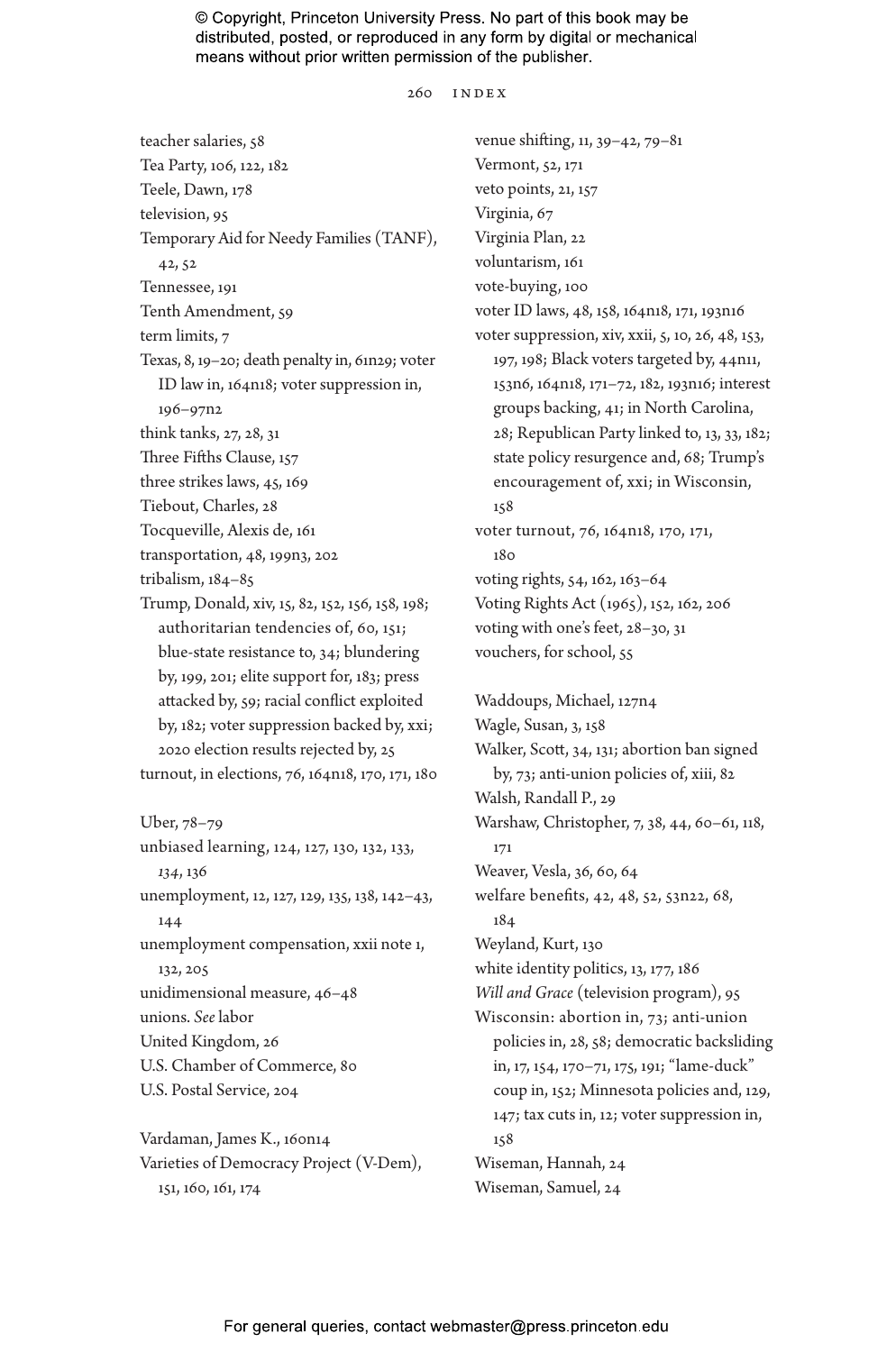teacher salaries, 58
Tea Party, 106, 122, 182
Teele, Dawn, 178
television, 95
Temporary Aid for Needy Families (TANF), 42, 52
Tennessee, 191
Tenth Amendment, 59
term limits, 7
Texas, 8, 19–20; death penalty in, 61n29; voter ID law in, 164n18; voter suppression in, 196–97n2
think tanks, 27, 28, 31
Three Fifths Clause, 157
three strikes laws, 45, 169
Tiebout, Charles, 28
Tocqueville, Alexis de, 161
transportation, 48, 199n3, 202
tribalism, 184–85
Trump, Donald, xiv, 15, 82, 152, 156, 158, 198; authoritarian tendencies of, 60, 151; blue-state resistance to, 34; blundering by, 199, 201; elite support for, 183; press attacked by, 59; racial conflict exploited by, 182; voter suppression backed by, xxi; 2020 election results rejected by, 25
turnout, in elections, 76, 164n18, 170, 171, 180

Uber, 78–79
unbiased learning, 124, 127, 130, 132, 133, *134*, 136
unemployment, 12, 127, 129, 135, 138, 142–43, 144
unemployment compensation, xxii note 1, 132, 205
unidimensional measure, 46–48
unions. *See* labor
United Kingdom, 26
U.S. Chamber of Commerce, 80
U.S. Postal Service, 204

Vardaman, James K., 160n14
Varieties of Democracy Project (V-Dem), 151, 160, 161, 174
venue shifting, 11, 39–42, 79–81
Vermont, 52, 171
veto points, 21, 157
Virginia, 67
Virginia Plan, 22
voluntarism, 161
vote-buying, 100
voter ID laws, 48, 158, 164n18, 171, 193n16
voter suppression, xiv, xxii, 5, 10, 26, 48, 153, 197, 198; Black voters targeted by, 44n11, 153n6, 164n18, 171–72, 182, 193n16; interest groups backing, 41; in North Carolina, 28; Republican Party linked to, 13, 33, 182; state policy resurgence and, 68; Trump's encouragement of, xxi; in Wisconsin, 158
voter turnout, 76, 164n18, 170, 171, 180
voting rights, 54, 162, 163–64
Voting Rights Act (1965), 152, 162, 206
voting with one's feet, 28–30, 31
vouchers, for school, 55

Waddoups, Michael, 127n4
Wagle, Susan, 3, 158
Walker, Scott, 34, 131; abortion ban signed by, 73; anti-union policies of, xiii, 82
Walsh, Randall P., 29
Warshaw, Christopher, 7, 38, 44, 60–61, 118, 171
Weaver, Vesla, 36, 60, 64
welfare benefits, 42, 48, 52, 53n22, 68, 184
Weyland, Kurt, 130
white identity politics, 13, 177, 186
*Will and Grace* (television program), 95
Wisconsin: abortion in, 73; anti-union policies in, 28, 58; democratic backsliding in, 17, 154, 170–71, 175, 191; "lame-duck" coup in, 152; Minnesota policies and, 129, 147; tax cuts in, 12; voter suppression in, 158
Wiseman, Hannah, 24
Wiseman, Samuel, 24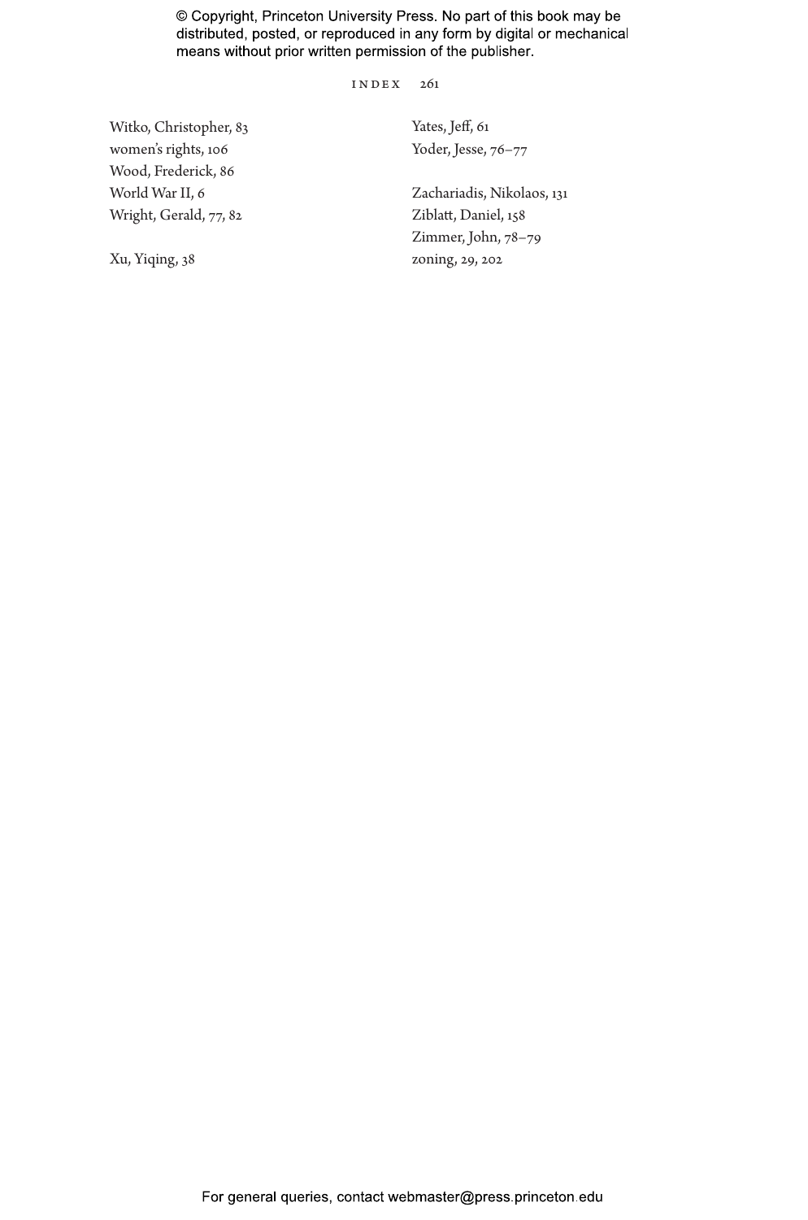Witko, Christopher, 83
women's rights, 106
Wood, Frederick, 86
World War II, 6
Wright, Gerald, 77, 82

Xu, Yiqing, 38

Yates, Jeff, 61
Yoder, Jesse, 76–77

Zachariadis, Nikolaos, 131
Ziblatt, Daniel, 158
Zimmer, John, 78–79
zoning, 29, 202